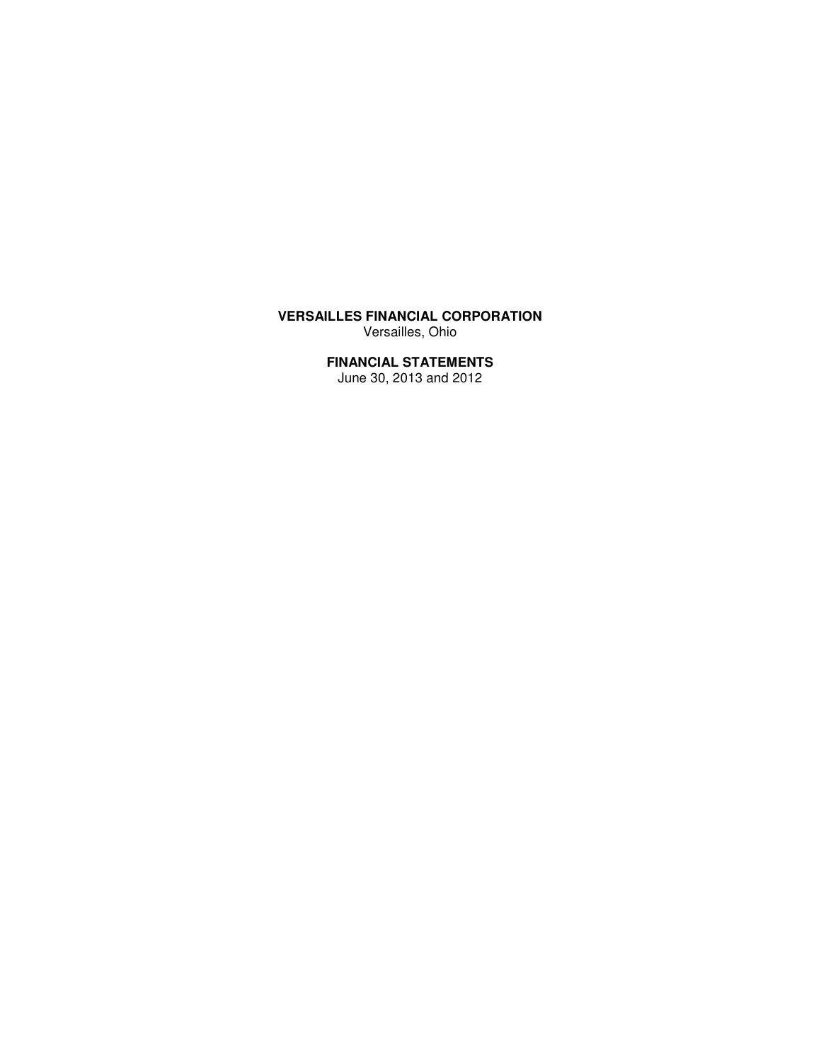**VERSAILLES FINANCIAL CORPORATION**
Versailles, Ohio

**FINANCIAL STATEMENTS**
June 30, 2013 and 2012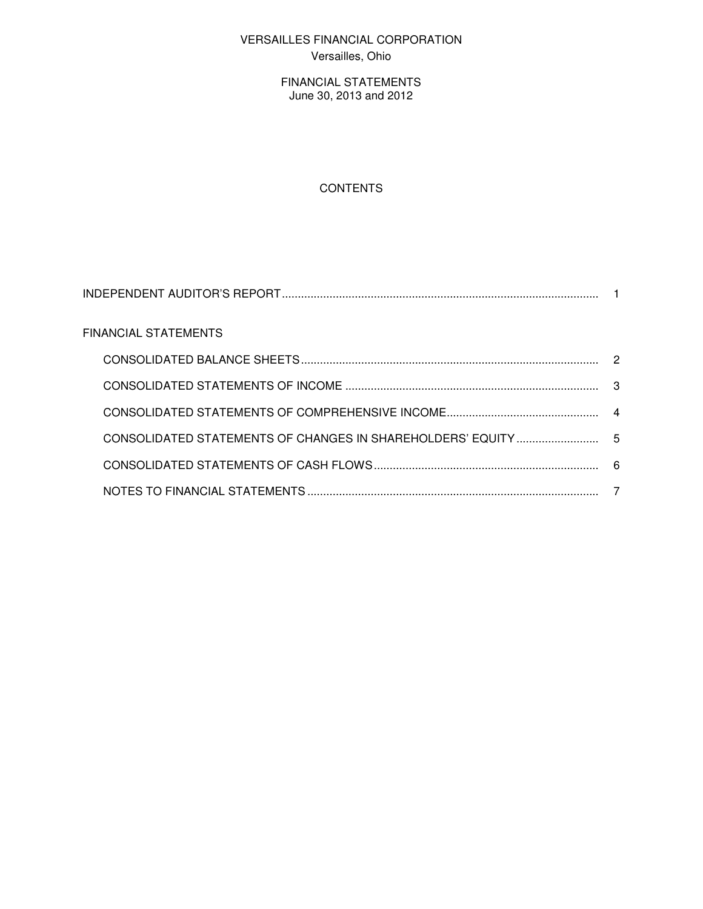VERSAILLES FINANCIAL CORPORATION
Versailles, Ohio

FINANCIAL STATEMENTS
June 30, 2013 and 2012

## CONTENTS

| | |
|---|---|
| INDEPENDENT AUDITOR'S REPORT | 1 |
| FINANCIAL STATEMENTS | |
| CONSOLIDATED BALANCE SHEETS | 2 |
| CONSOLIDATED STATEMENTS OF INCOME | 3 |
| CONSOLIDATED STATEMENTS OF COMPREHENSIVE INCOME | 4 |
| CONSOLIDATED STATEMENTS OF CHANGES IN SHAREHOLDERS' EQUITY | 5 |
| CONSOLIDATED STATEMENTS OF CASH FLOWS | 6 |
| NOTES TO FINANCIAL STATEMENTS | 7 |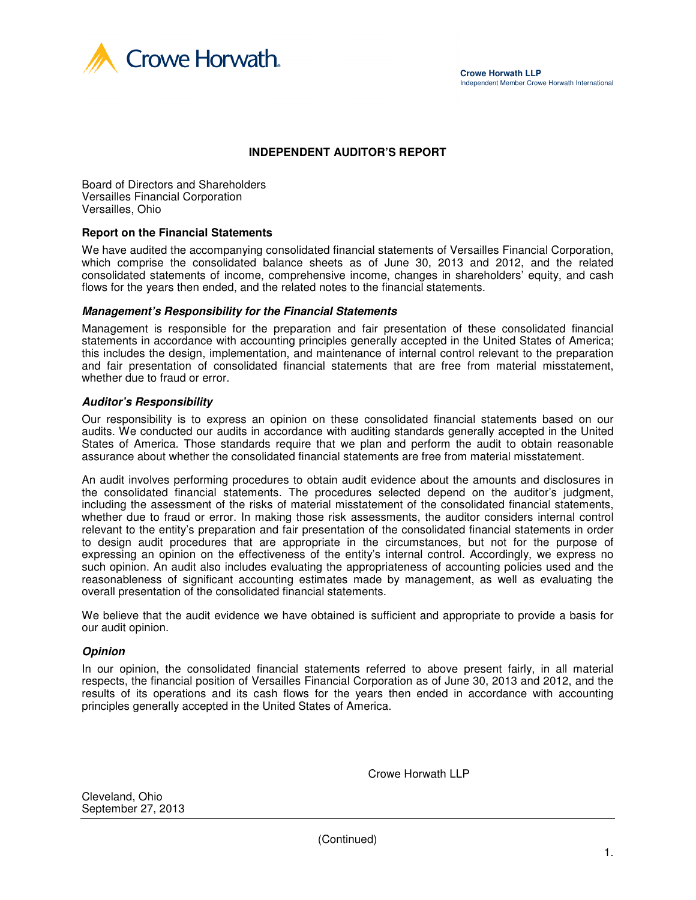Crowe Horwath.

**Crowe Horwath LLP**
Independent Member Crowe Horwath International

## INDEPENDENT AUDITOR'S REPORT

Board of Directors and Shareholders
Versailles Financial Corporation
Versailles, Ohio

### Report on the Financial Statements

We have audited the accompanying consolidated financial statements of Versailles Financial Corporation, which comprise the consolidated balance sheets as of June 30, 2013 and 2012, and the related consolidated statements of income, comprehensive income, changes in shareholders' equity, and cash flows for the years then ended, and the related notes to the financial statements.

#### *Management's Responsibility for the Financial Statements*

Management is responsible for the preparation and fair presentation of these consolidated financial statements in accordance with accounting principles generally accepted in the United States of America; this includes the design, implementation, and maintenance of internal control relevant to the preparation and fair presentation of consolidated financial statements that are free from material misstatement, whether due to fraud or error.

#### *Auditor's Responsibility*

Our responsibility is to express an opinion on these consolidated financial statements based on our audits. We conducted our audits in accordance with auditing standards generally accepted in the United States of America. Those standards require that we plan and perform the audit to obtain reasonable assurance about whether the consolidated financial statements are free from material misstatement.

An audit involves performing procedures to obtain audit evidence about the amounts and disclosures in the consolidated financial statements. The procedures selected depend on the auditor's judgment, including the assessment of the risks of material misstatement of the consolidated financial statements, whether due to fraud or error. In making those risk assessments, the auditor considers internal control relevant to the entity's preparation and fair presentation of the consolidated financial statements in order to design audit procedures that are appropriate in the circumstances, but not for the purpose of expressing an opinion on the effectiveness of the entity's internal control. Accordingly, we express no such opinion. An audit also includes evaluating the appropriateness of accounting policies used and the reasonableness of significant accounting estimates made by management, as well as evaluating the overall presentation of the consolidated financial statements.

We believe that the audit evidence we have obtained is sufficient and appropriate to provide a basis for our audit opinion.

#### *Opinion*

In our opinion, the consolidated financial statements referred to above present fairly, in all material respects, the financial position of Versailles Financial Corporation as of June 30, 2013 and 2012, and the results of its operations and its cash flows for the years then ended in accordance with accounting principles generally accepted in the United States of America.

Crowe Horwath LLP

Cleveland, Ohio
September 27, 2013

(Continued)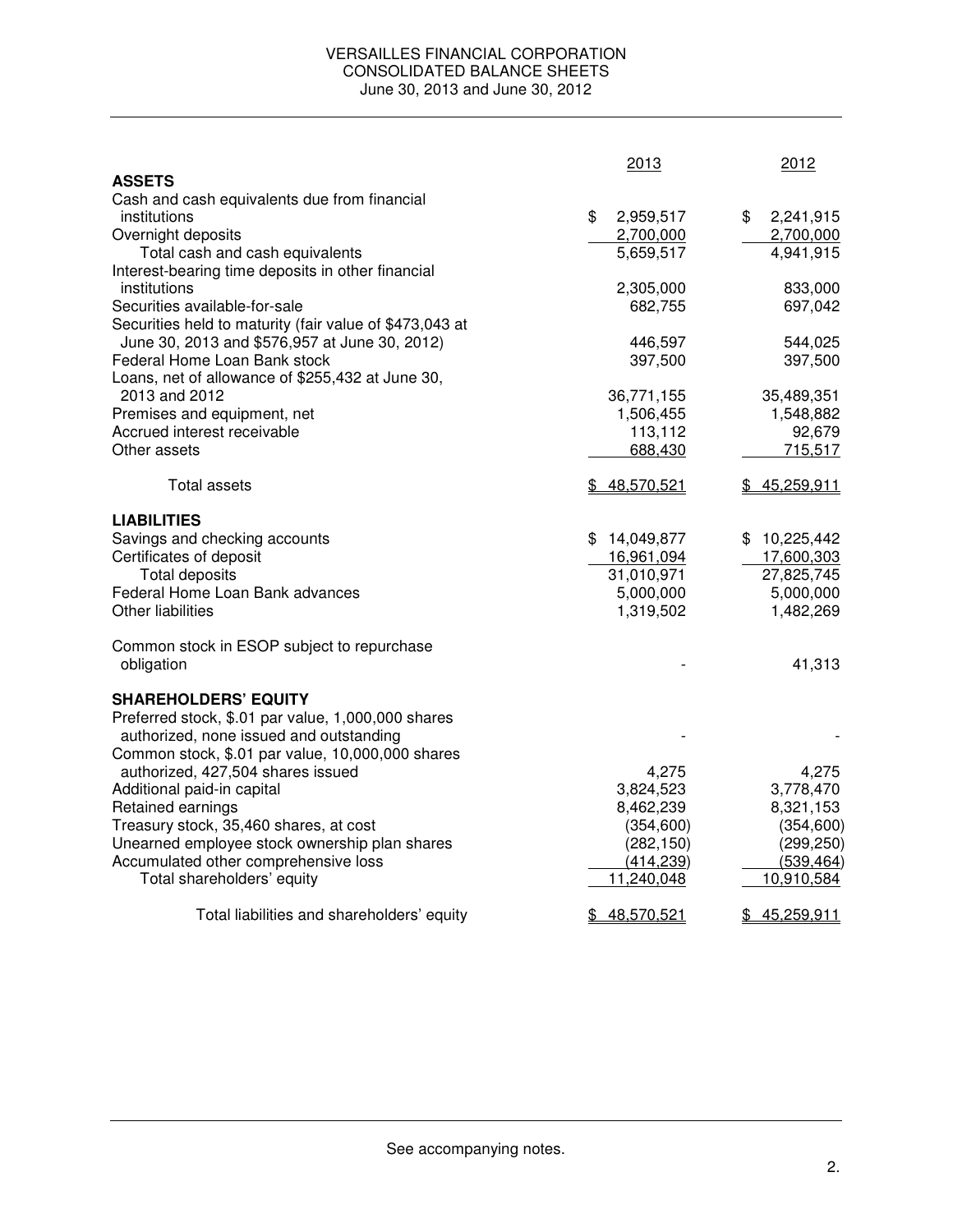# VERSAILLES FINANCIAL CORPORATION
## CONSOLIDATED BALANCE SHEETS
### June 30, 2013 and June 30, 2012

| | 2013 | 2012 |
|---|---|---|
| **ASSETS** | | |
| Cash and cash equivalents due from financial institutions | $ 2,959,517 | $ 2,241,915 |
| Overnight deposits | 2,700,000 | 2,700,000 |
| Total cash and cash equivalents | 5,659,517 | 4,941,915 |
| Interest-bearing time deposits in other financial institutions | 2,305,000 | 833,000 |
| Securities available-for-sale | 682,755 | 697,042 |
| Securities held to maturity (fair value of $473,043 at June 30, 2013 and $576,957 at June 30, 2012) | 446,597 | 544,025 |
| Federal Home Loan Bank stock | 397,500 | 397,500 |
| Loans, net of allowance of $255,432 at June 30, 2013 and 2012 | 36,771,155 | 35,489,351 |
| Premises and equipment, net | 1,506,455 | 1,548,882 |
| Accrued interest receivable | 113,112 | 92,679 |
| Other assets | 688,430 | 715,517 |
| Total assets | $ 48,570,521 | $ 45,259,911 |
| **LIABILITIES** | | |
| Savings and checking accounts | $ 14,049,877 | $ 10,225,442 |
| Certificates of deposit | 16,961,094 | 17,600,303 |
| Total deposits | 31,010,971 | 27,825,745 |
| Federal Home Loan Bank advances | 5,000,000 | 5,000,000 |
| Other liabilities | 1,319,502 | 1,482,269 |
| Common stock in ESOP subject to repurchase obligation | - | 41,313 |
| **SHAREHOLDERS' EQUITY** | | |
| Preferred stock, $.01 par value, 1,000,000 shares authorized, none issued and outstanding | - | - |
| Common stock, $.01 par value, 10,000,000 shares authorized, 427,504 shares issued | 4,275 | 4,275 |
| Additional paid-in capital | 3,824,523 | 3,778,470 |
| Retained earnings | 8,462,239 | 8,321,153 |
| Treasury stock, 35,460 shares, at cost | (354,600) | (354,600) |
| Unearned employee stock ownership plan shares | (282,150) | (299,250) |
| Accumulated other comprehensive loss | (414,239) | (539,464) |
| Total shareholders' equity | 11,240,048 | 10,910,584 |
| Total liabilities and shareholders' equity | $ 48,570,521 | $ 45,259,911 |

See accompanying notes.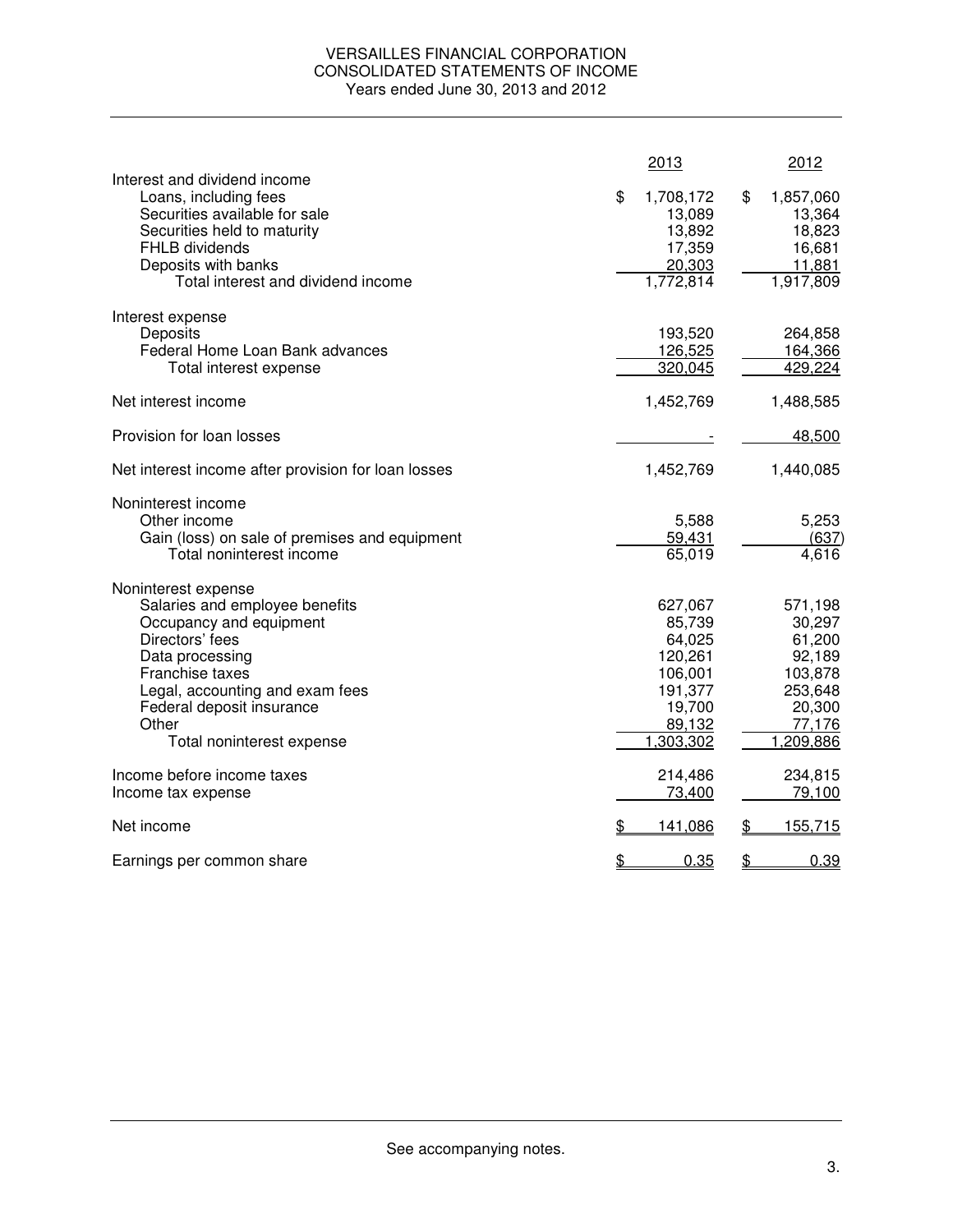# VERSAILLES FINANCIAL CORPORATION
## CONSOLIDATED STATEMENTS OF INCOME
Years ended June 30, 2013 and 2012

| | 2013 | 2012 |
|---|---|---|
| **Interest and dividend income** | | |
| Loans, including fees | $ 1,708,172 | $ 1,857,060 |
| Securities available for sale | 13,089 | 13,364 |
| Securities held to maturity | 13,892 | 18,823 |
| FHLB dividends | 17,359 | 16,681 |
| Deposits with banks | 20,303 | 11,881 |
| Total interest and dividend income | 1,772,814 | 1,917,809 |
| **Interest expense** | | |
| Deposits | 193,520 | 264,858 |
| Federal Home Loan Bank advances | 126,525 | 164,366 |
| Total interest expense | 320,045 | 429,224 |
| Net interest income | 1,452,769 | 1,488,585 |
| Provision for loan losses | - | 48,500 |
| Net interest income after provision for loan losses | 1,452,769 | 1,440,085 |
| **Noninterest income** | | |
| Other income | 5,588 | 5,253 |
| Gain (loss) on sale of premises and equipment | 59,431 | (637) |
| Total noninterest income | 65,019 | 4,616 |
| **Noninterest expense** | | |
| Salaries and employee benefits | 627,067 | 571,198 |
| Occupancy and equipment | 85,739 | 30,297 |
| Directors' fees | 64,025 | 61,200 |
| Data processing | 120,261 | 92,189 |
| Franchise taxes | 106,001 | 103,878 |
| Legal, accounting and exam fees | 191,377 | 253,648 |
| Federal deposit insurance | 19,700 | 20,300 |
| Other | 89,132 | 77,176 |
| Total noninterest expense | 1,303,302 | 1,209,886 |
| Income before income taxes | 214,486 | 234,815 |
| Income tax expense | 73,400 | 79,100 |
| Net income | $ 141,086 | $ 155,715 |
| Earnings per common share | $ 0.35 | $ 0.39 |

See accompanying notes.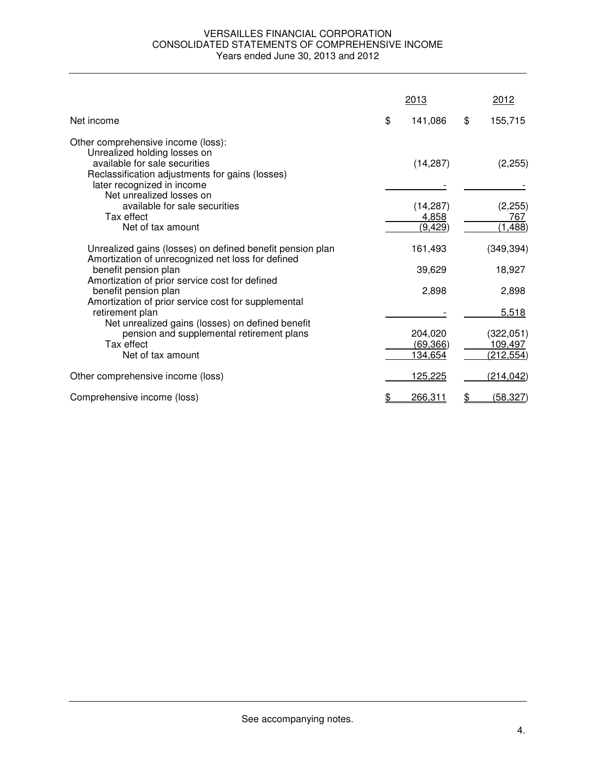# VERSAILLES FINANCIAL CORPORATION
## CONSOLIDATED STATEMENTS OF COMPREHENSIVE INCOME
### Years ended June 30, 2013 and 2012

| | 2013 | 2012 |
|---|---|---|
| Net income | $ 141,086 | $ 155,715 |
| Other comprehensive income (loss): | | |
| Unrealized holding losses on available for sale securities | (14,287) | (2,255) |
| Reclassification adjustments for gains (losses) later recognized in income | - | - |
| Net unrealized losses on available for sale securities | (14,287) | (2,255) |
| Tax effect | 4,858 | 767 |
| Net of tax amount | (9,429) | (1,488) |
| Unrealized gains (losses) on defined benefit pension plan | 161,493 | (349,394) |
| Amortization of unrecognized net loss for defined benefit pension plan | 39,629 | 18,927 |
| Amortization of prior service cost for defined benefit pension plan | 2,898 | 2,898 |
| Amortization of prior service cost for supplemental retirement plan | - | 5,518 |
| Net unrealized gains (losses) on defined benefit pension and supplemental retirement plans | 204,020 | (322,051) |
| Tax effect | (69,366) | 109,497 |
| Net of tax amount | 134,654 | (212,554) |
| Other comprehensive income (loss) | 125,225 | (214,042) |
| Comprehensive income (loss) | $ 266,311 | $ (58,327) |

See accompanying notes.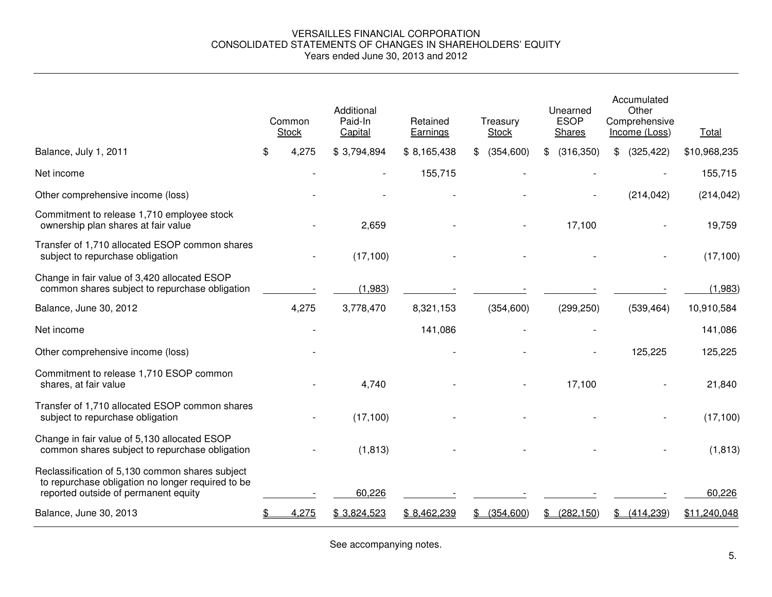VERSAILLES FINANCIAL CORPORATION
CONSOLIDATED STATEMENTS OF CHANGES IN SHAREHOLDERS' EQUITY
Years ended June 30, 2013 and 2012

| | Common Stock | Additional Paid-In Capital | Retained Earnings | Treasury Stock | Unearned ESOP Shares | Accumulated Other Comprehensive Income (Loss) | Total |
|---|---|---|---|---|---|---|---|
| Balance, July 1, 2011 | $ 4,275 | $ 3,794,894 | $ 8,165,438 | $ (354,600) | $ (316,350) | $ (325,422) | $10,968,235 |
| Net income | - | - | 155,715 | - | - | - | 155,715 |
| Other comprehensive income (loss) | - | - | - | - | - | (214,042) | (214,042) |
| Commitment to release 1,710 employee stock ownership plan shares at fair value | - | 2,659 | - | - | 17,100 | - | 19,759 |
| Transfer of 1,710 allocated ESOP common shares subject to repurchase obligation | - | (17,100) | - | - | - | - | (17,100) |
| Change in fair value of 3,420 allocated ESOP common shares subject to repurchase obligation | - | (1,983) | - | - | - | - | (1,983) |
| Balance, June 30, 2012 | 4,275 | 3,778,470 | 8,321,153 | (354,600) | (299,250) | (539,464) | 10,910,584 |
| Net income | - | | 141,086 | - | - | | 141,086 |
| Other comprehensive income (loss) | - | | - | - | - | 125,225 | 125,225 |
| Commitment to release 1,710 ESOP common shares, at fair value | - | 4,740 | - | - | 17,100 | - | 21,840 |
| Transfer of 1,710 allocated ESOP common shares subject to repurchase obligation | - | (17,100) | - | - | - | - | (17,100) |
| Change in fair value of 5,130 allocated ESOP common shares subject to repurchase obligation | - | (1,813) | - | - | - | - | (1,813) |
| Reclassification of 5,130 common shares subject to repurchase obligation no longer required to be reported outside of permanent equity | - | 60,226 | - | - | - | - | 60,226 |
| Balance, June 30, 2013 | $ 4,275 | $ 3,824,523 | $ 8,462,239 | $ (354,600) | $ (282,150) | $ (414,239) | $11,240,048 |

See accompanying notes.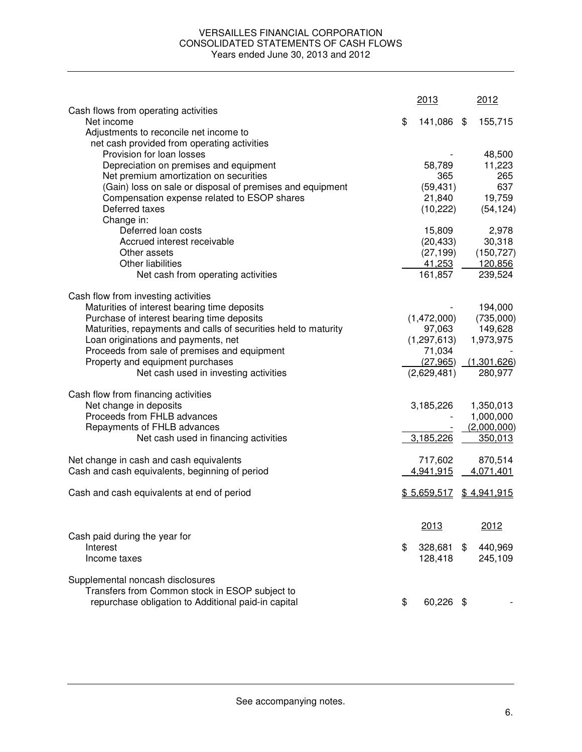# VERSAILLES FINANCIAL CORPORATION
## CONSOLIDATED STATEMENTS OF CASH FLOWS
### Years ended June 30, 2013 and 2012

| | 2013 | 2012 |
|---|---|---|
| Cash flows from operating activities | | |
| Net income | $ 141,086 | $ 155,715 |
| Adjustments to reconcile net income to net cash provided from operating activities | | |
| Provision for loan losses | - | 48,500 |
| Depreciation on premises and equipment | 58,789 | 11,223 |
| Net premium amortization on securities | 365 | 265 |
| (Gain) loss on sale or disposal of premises and equipment | (59,431) | 637 |
| Compensation expense related to ESOP shares | 21,840 | 19,759 |
| Deferred taxes | (10,222) | (54,124) |
| Change in: | | |
| Deferred loan costs | 15,809 | 2,978 |
| Accrued interest receivable | (20,433) | 30,318 |
| Other assets | (27,199) | (150,727) |
| Other liabilities | 41,253 | 120,856 |
| Net cash from operating activities | 161,857 | 239,524 |
| Cash flow from investing activities | | |
| Maturities of interest bearing time deposits | - | 194,000 |
| Purchase of interest bearing time deposits | (1,472,000) | (735,000) |
| Maturities, repayments and calls of securities held to maturity | 97,063 | 149,628 |
| Loan originations and payments, net | (1,297,613) | 1,973,975 |
| Proceeds from sale of premises and equipment | 71,034 | - |
| Property and equipment purchases | (27,965) | (1,301,626) |
| Net cash used in investing activities | (2,629,481) | 280,977 |
| Cash flow from financing activities | | |
| Net change in deposits | 3,185,226 | 1,350,013 |
| Proceeds from FHLB advances | - | 1,000,000 |
| Repayments of FHLB advances | - | (2,000,000) |
| Net cash used in financing activities | 3,185,226 | 350,013 |
| Net change in cash and cash equivalents | 717,602 | 870,514 |
| Cash and cash equivalents, beginning of period | 4,941,915 | 4,071,401 |
| Cash and cash equivalents at end of period | $ 5,659,517 | $ 4,941,915 |

| | 2013 | 2012 |
|---|---|---|
| Cash paid during the year for | | |
| Interest | $ 328,681 | $ 440,969 |
| Income taxes | 128,418 | 245,109 |
| Supplemental noncash disclosures | | |
| Transfers from Common stock in ESOP subject to repurchase obligation to Additional paid-in capital | $ 60,226 | $ - |

See accompanying notes.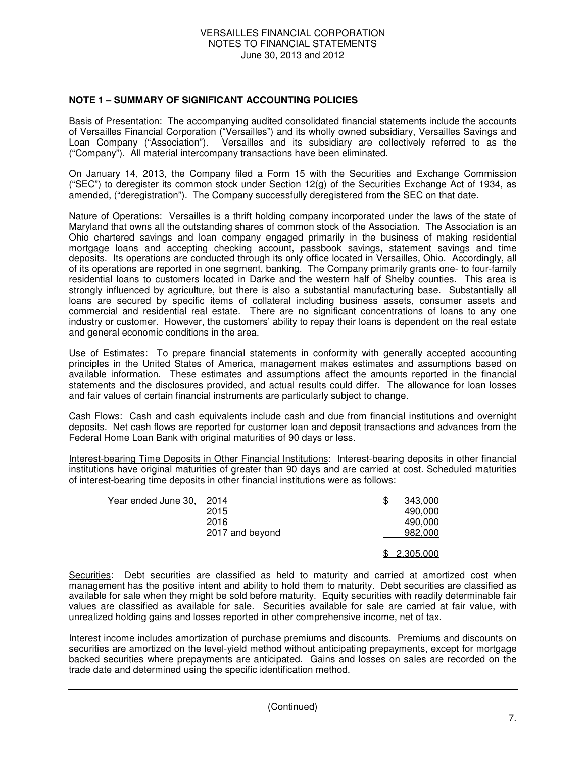## NOTE 1 – SUMMARY OF SIGNIFICANT ACCOUNTING POLICIES

Basis of Presentation: The accompanying audited consolidated financial statements include the accounts of Versailles Financial Corporation ("Versailles") and its wholly owned subsidiary, Versailles Savings and Loan Company ("Association"). Versailles and its subsidiary are collectively referred to as the ("Company"). All material intercompany transactions have been eliminated.

On January 14, 2013, the Company filed a Form 15 with the Securities and Exchange Commission ("SEC") to deregister its common stock under Section 12(g) of the Securities Exchange Act of 1934, as amended, ("deregistration"). The Company successfully deregistered from the SEC on that date.

Nature of Operations: Versailles is a thrift holding company incorporated under the laws of the state of Maryland that owns all the outstanding shares of common stock of the Association. The Association is an Ohio chartered savings and loan company engaged primarily in the business of making residential mortgage loans and accepting checking account, passbook savings, statement savings and time deposits. Its operations are conducted through its only office located in Versailles, Ohio. Accordingly, all of its operations are reported in one segment, banking. The Company primarily grants one- to four-family residential loans to customers located in Darke and the western half of Shelby counties. This area is strongly influenced by agriculture, but there is also a substantial manufacturing base. Substantially all loans are secured by specific items of collateral including business assets, consumer assets and commercial and residential real estate. There are no significant concentrations of loans to any one industry or customer. However, the customers' ability to repay their loans is dependent on the real estate and general economic conditions in the area.

Use of Estimates: To prepare financial statements in conformity with generally accepted accounting principles in the United States of America, management makes estimates and assumptions based on available information. These estimates and assumptions affect the amounts reported in the financial statements and the disclosures provided, and actual results could differ. The allowance for loan losses and fair values of certain financial instruments are particularly subject to change.

Cash Flows: Cash and cash equivalents include cash and due from financial institutions and overnight deposits. Net cash flows are reported for customer loan and deposit transactions and advances from the Federal Home Loan Bank with original maturities of 90 days or less.

Interest-bearing Time Deposits in Other Financial Institutions: Interest-bearing deposits in other financial institutions have original maturities of greater than 90 days and are carried at cost. Scheduled maturities of interest-bearing time deposits in other financial institutions were as follows:

| | | |
|---|---|---|
| Year ended June 30, | 2014 | $ 343,000 |
| | 2015 | 490,000 |
| | 2016 | 490,000 |
| | 2017 and beyond | 982,000 |
| | | $ 2,305,000 |

Securities: Debt securities are classified as held to maturity and carried at amortized cost when management has the positive intent and ability to hold them to maturity. Debt securities are classified as available for sale when they might be sold before maturity. Equity securities with readily determinable fair values are classified as available for sale. Securities available for sale are carried at fair value, with unrealized holding gains and losses reported in other comprehensive income, net of tax.

Interest income includes amortization of purchase premiums and discounts. Premiums and discounts on securities are amortized on the level-yield method without anticipating prepayments, except for mortgage backed securities where prepayments are anticipated. Gains and losses on sales are recorded on the trade date and determined using the specific identification method.

(Continued)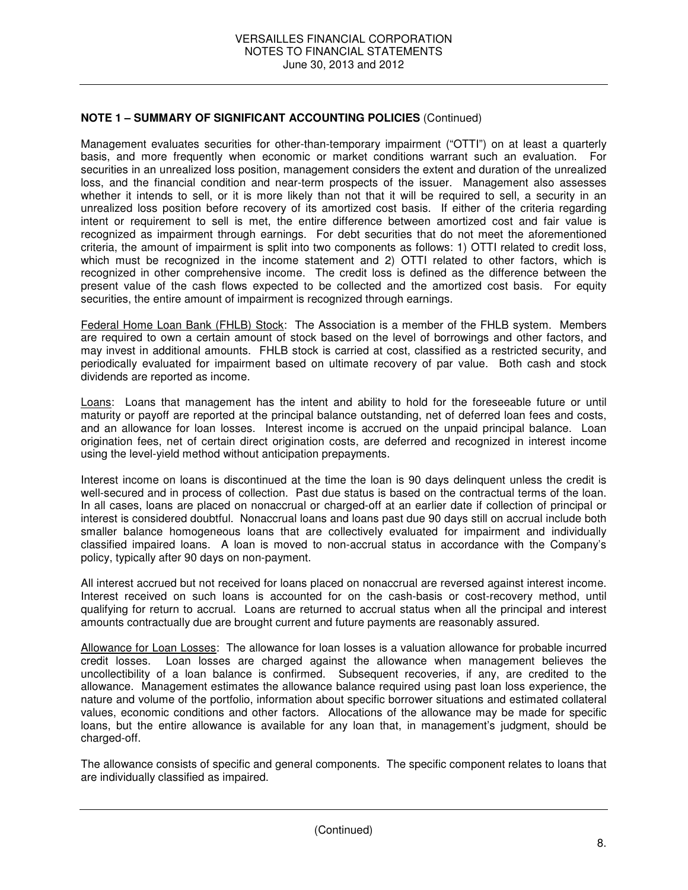**NOTE 1 – SUMMARY OF SIGNIFICANT ACCOUNTING POLICIES** (Continued)

Management evaluates securities for other-than-temporary impairment ("OTTI") on at least a quarterly basis, and more frequently when economic or market conditions warrant such an evaluation. For securities in an unrealized loss position, management considers the extent and duration of the unrealized loss, and the financial condition and near-term prospects of the issuer. Management also assesses whether it intends to sell, or it is more likely than not that it will be required to sell, a security in an unrealized loss position before recovery of its amortized cost basis. If either of the criteria regarding intent or requirement to sell is met, the entire difference between amortized cost and fair value is recognized as impairment through earnings. For debt securities that do not meet the aforementioned criteria, the amount of impairment is split into two components as follows: 1) OTTI related to credit loss, which must be recognized in the income statement and 2) OTTI related to other factors, which is recognized in other comprehensive income. The credit loss is defined as the difference between the present value of the cash flows expected to be collected and the amortized cost basis. For equity securities, the entire amount of impairment is recognized through earnings.

Federal Home Loan Bank (FHLB) Stock: The Association is a member of the FHLB system. Members are required to own a certain amount of stock based on the level of borrowings and other factors, and may invest in additional amounts. FHLB stock is carried at cost, classified as a restricted security, and periodically evaluated for impairment based on ultimate recovery of par value. Both cash and stock dividends are reported as income.

Loans: Loans that management has the intent and ability to hold for the foreseeable future or until maturity or payoff are reported at the principal balance outstanding, net of deferred loan fees and costs, and an allowance for loan losses. Interest income is accrued on the unpaid principal balance. Loan origination fees, net of certain direct origination costs, are deferred and recognized in interest income using the level-yield method without anticipation prepayments.

Interest income on loans is discontinued at the time the loan is 90 days delinquent unless the credit is well-secured and in process of collection. Past due status is based on the contractual terms of the loan. In all cases, loans are placed on nonaccrual or charged-off at an earlier date if collection of principal or interest is considered doubtful. Nonaccrual loans and loans past due 90 days still on accrual include both smaller balance homogeneous loans that are collectively evaluated for impairment and individually classified impaired loans. A loan is moved to non-accrual status in accordance with the Company's policy, typically after 90 days on non-payment.

All interest accrued but not received for loans placed on nonaccrual are reversed against interest income. Interest received on such loans is accounted for on the cash-basis or cost-recovery method, until qualifying for return to accrual. Loans are returned to accrual status when all the principal and interest amounts contractually due are brought current and future payments are reasonably assured.

Allowance for Loan Losses: The allowance for loan losses is a valuation allowance for probable incurred credit losses. Loan losses are charged against the allowance when management believes the uncollectibility of a loan balance is confirmed. Subsequent recoveries, if any, are credited to the allowance. Management estimates the allowance balance required using past loan loss experience, the nature and volume of the portfolio, information about specific borrower situations and estimated collateral values, economic conditions and other factors. Allocations of the allowance may be made for specific loans, but the entire allowance is available for any loan that, in management's judgment, should be charged-off.

The allowance consists of specific and general components. The specific component relates to loans that are individually classified as impaired.

(Continued)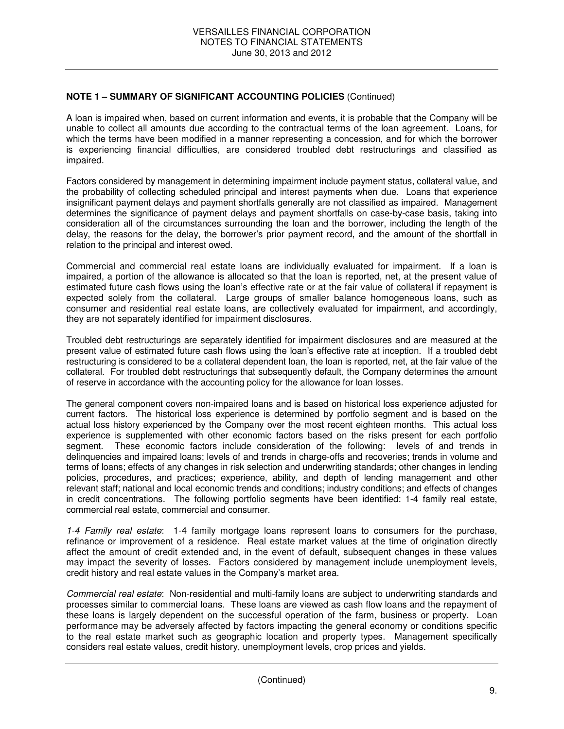**NOTE 1 – SUMMARY OF SIGNIFICANT ACCOUNTING POLICIES** (Continued)

A loan is impaired when, based on current information and events, it is probable that the Company will be unable to collect all amounts due according to the contractual terms of the loan agreement. Loans, for which the terms have been modified in a manner representing a concession, and for which the borrower is experiencing financial difficulties, are considered troubled debt restructurings and classified as impaired.

Factors considered by management in determining impairment include payment status, collateral value, and the probability of collecting scheduled principal and interest payments when due. Loans that experience insignificant payment delays and payment shortfalls generally are not classified as impaired. Management determines the significance of payment delays and payment shortfalls on case-by-case basis, taking into consideration all of the circumstances surrounding the loan and the borrower, including the length of the delay, the reasons for the delay, the borrower's prior payment record, and the amount of the shortfall in relation to the principal and interest owed.

Commercial and commercial real estate loans are individually evaluated for impairment. If a loan is impaired, a portion of the allowance is allocated so that the loan is reported, net, at the present value of estimated future cash flows using the loan's effective rate or at the fair value of collateral if repayment is expected solely from the collateral. Large groups of smaller balance homogeneous loans, such as consumer and residential real estate loans, are collectively evaluated for impairment, and accordingly, they are not separately identified for impairment disclosures.

Troubled debt restructurings are separately identified for impairment disclosures and are measured at the present value of estimated future cash flows using the loan's effective rate at inception. If a troubled debt restructuring is considered to be a collateral dependent loan, the loan is reported, net, at the fair value of the collateral. For troubled debt restructurings that subsequently default, the Company determines the amount of reserve in accordance with the accounting policy for the allowance for loan losses.

The general component covers non-impaired loans and is based on historical loss experience adjusted for current factors. The historical loss experience is determined by portfolio segment and is based on the actual loss history experienced by the Company over the most recent eighteen months. This actual loss experience is supplemented with other economic factors based on the risks present for each portfolio segment. These economic factors include consideration of the following: levels of and trends in delinquencies and impaired loans; levels of and trends in charge-offs and recoveries; trends in volume and terms of loans; effects of any changes in risk selection and underwriting standards; other changes in lending policies, procedures, and practices; experience, ability, and depth of lending management and other relevant staff; national and local economic trends and conditions; industry conditions; and effects of changes in credit concentrations. The following portfolio segments have been identified: 1-4 family real estate, commercial real estate, commercial and consumer.

*1-4 Family real estate*: 1-4 family mortgage loans represent loans to consumers for the purchase, refinance or improvement of a residence. Real estate market values at the time of origination directly affect the amount of credit extended and, in the event of default, subsequent changes in these values may impact the severity of losses. Factors considered by management include unemployment levels, credit history and real estate values in the Company's market area.

*Commercial real estate*: Non-residential and multi-family loans are subject to underwriting standards and processes similar to commercial loans. These loans are viewed as cash flow loans and the repayment of these loans is largely dependent on the successful operation of the farm, business or property. Loan performance may be adversely affected by factors impacting the general economy or conditions specific to the real estate market such as geographic location and property types. Management specifically considers real estate values, credit history, unemployment levels, crop prices and yields.

(Continued)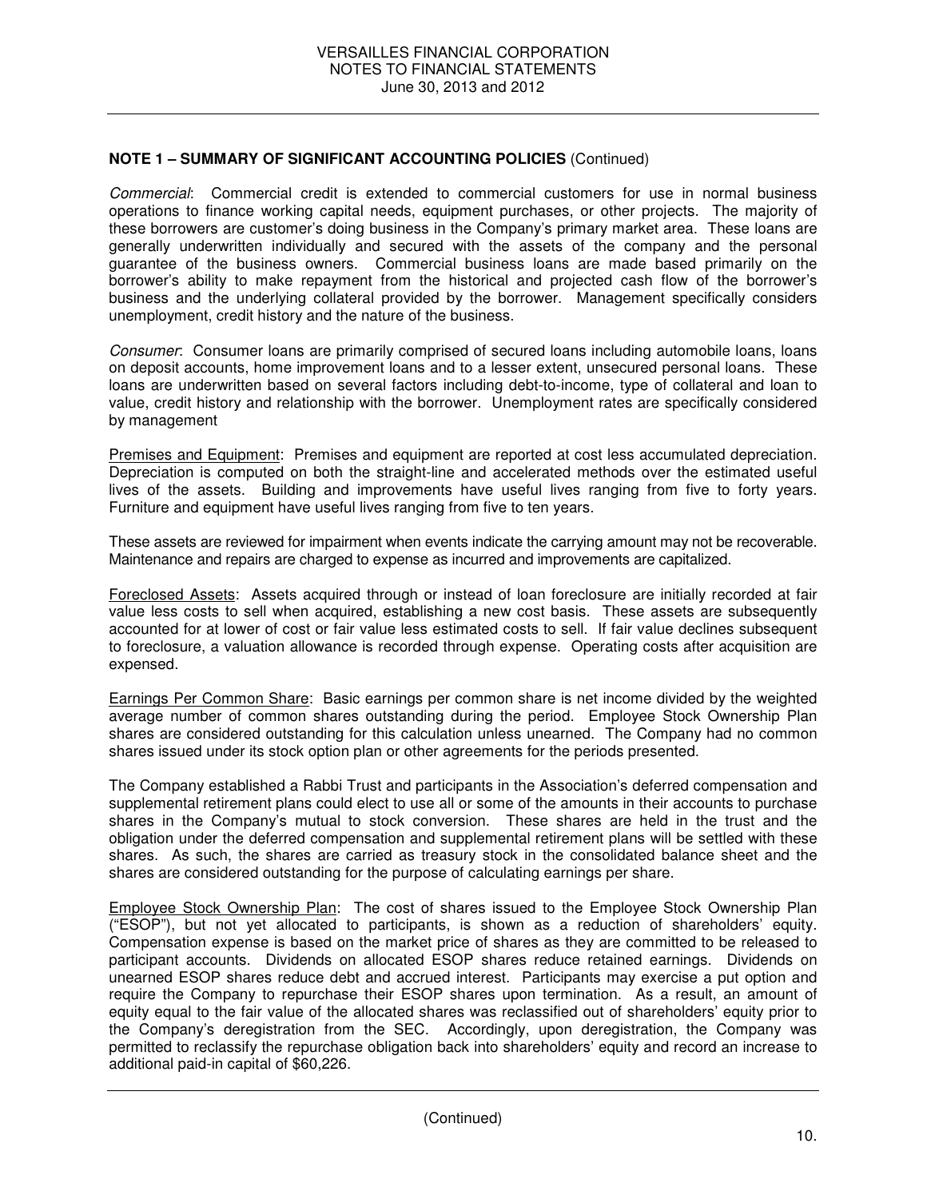**NOTE 1 – SUMMARY OF SIGNIFICANT ACCOUNTING POLICIES** (Continued)

*Commercial*: Commercial credit is extended to commercial customers for use in normal business operations to finance working capital needs, equipment purchases, or other projects. The majority of these borrowers are customer's doing business in the Company's primary market area. These loans are generally underwritten individually and secured with the assets of the company and the personal guarantee of the business owners. Commercial business loans are made based primarily on the borrower's ability to make repayment from the historical and projected cash flow of the borrower's business and the underlying collateral provided by the borrower. Management specifically considers unemployment, credit history and the nature of the business.

*Consumer*: Consumer loans are primarily comprised of secured loans including automobile loans, loans on deposit accounts, home improvement loans and to a lesser extent, unsecured personal loans. These loans are underwritten based on several factors including debt-to-income, type of collateral and loan to value, credit history and relationship with the borrower. Unemployment rates are specifically considered by management

Premises and Equipment: Premises and equipment are reported at cost less accumulated depreciation. Depreciation is computed on both the straight-line and accelerated methods over the estimated useful lives of the assets. Building and improvements have useful lives ranging from five to forty years. Furniture and equipment have useful lives ranging from five to ten years.

These assets are reviewed for impairment when events indicate the carrying amount may not be recoverable. Maintenance and repairs are charged to expense as incurred and improvements are capitalized.

Foreclosed Assets: Assets acquired through or instead of loan foreclosure are initially recorded at fair value less costs to sell when acquired, establishing a new cost basis. These assets are subsequently accounted for at lower of cost or fair value less estimated costs to sell. If fair value declines subsequent to foreclosure, a valuation allowance is recorded through expense. Operating costs after acquisition are expensed.

Earnings Per Common Share: Basic earnings per common share is net income divided by the weighted average number of common shares outstanding during the period. Employee Stock Ownership Plan shares are considered outstanding for this calculation unless unearned. The Company had no common shares issued under its stock option plan or other agreements for the periods presented.

The Company established a Rabbi Trust and participants in the Association's deferred compensation and supplemental retirement plans could elect to use all or some of the amounts in their accounts to purchase shares in the Company's mutual to stock conversion. These shares are held in the trust and the obligation under the deferred compensation and supplemental retirement plans will be settled with these shares. As such, the shares are carried as treasury stock in the consolidated balance sheet and the shares are considered outstanding for the purpose of calculating earnings per share.

Employee Stock Ownership Plan: The cost of shares issued to the Employee Stock Ownership Plan ("ESOP"), but not yet allocated to participants, is shown as a reduction of shareholders' equity. Compensation expense is based on the market price of shares as they are committed to be released to participant accounts. Dividends on allocated ESOP shares reduce retained earnings. Dividends on unearned ESOP shares reduce debt and accrued interest. Participants may exercise a put option and require the Company to repurchase their ESOP shares upon termination. As a result, an amount of equity equal to the fair value of the allocated shares was reclassified out of shareholders' equity prior to the Company's deregistration from the SEC. Accordingly, upon deregistration, the Company was permitted to reclassify the repurchase obligation back into shareholders' equity and record an increase to additional paid-in capital of $60,226.

(Continued)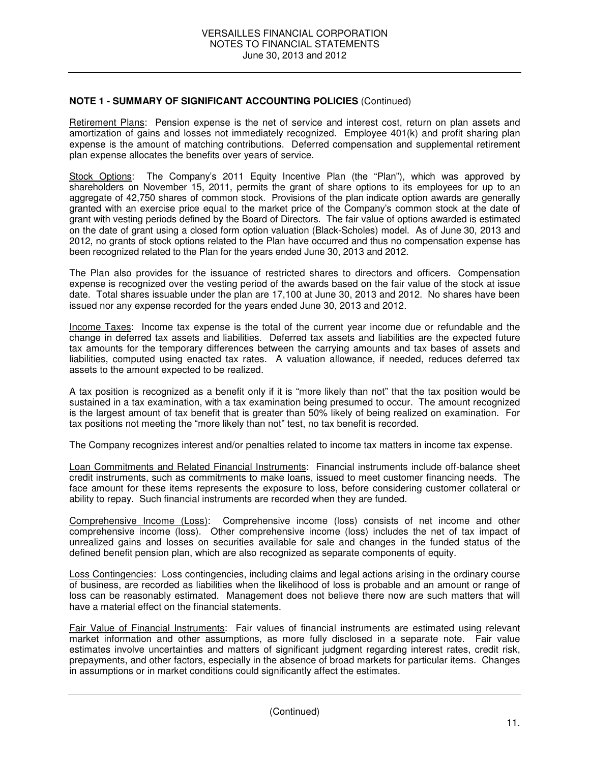## NOTE 1 - SUMMARY OF SIGNIFICANT ACCOUNTING POLICIES (Continued)

Retirement Plans: Pension expense is the net of service and interest cost, return on plan assets and amortization of gains and losses not immediately recognized. Employee 401(k) and profit sharing plan expense is the amount of matching contributions. Deferred compensation and supplemental retirement plan expense allocates the benefits over years of service.

Stock Options: The Company's 2011 Equity Incentive Plan (the "Plan"), which was approved by shareholders on November 15, 2011, permits the grant of share options to its employees for up to an aggregate of 42,750 shares of common stock. Provisions of the plan indicate option awards are generally granted with an exercise price equal to the market price of the Company's common stock at the date of grant with vesting periods defined by the Board of Directors. The fair value of options awarded is estimated on the date of grant using a closed form option valuation (Black-Scholes) model. As of June 30, 2013 and 2012, no grants of stock options related to the Plan have occurred and thus no compensation expense has been recognized related to the Plan for the years ended June 30, 2013 and 2012.

The Plan also provides for the issuance of restricted shares to directors and officers. Compensation expense is recognized over the vesting period of the awards based on the fair value of the stock at issue date. Total shares issuable under the plan are 17,100 at June 30, 2013 and 2012. No shares have been issued nor any expense recorded for the years ended June 30, 2013 and 2012.

Income Taxes: Income tax expense is the total of the current year income due or refundable and the change in deferred tax assets and liabilities. Deferred tax assets and liabilities are the expected future tax amounts for the temporary differences between the carrying amounts and tax bases of assets and liabilities, computed using enacted tax rates. A valuation allowance, if needed, reduces deferred tax assets to the amount expected to be realized.

A tax position is recognized as a benefit only if it is "more likely than not" that the tax position would be sustained in a tax examination, with a tax examination being presumed to occur. The amount recognized is the largest amount of tax benefit that is greater than 50% likely of being realized on examination. For tax positions not meeting the "more likely than not" test, no tax benefit is recorded.

The Company recognizes interest and/or penalties related to income tax matters in income tax expense.

Loan Commitments and Related Financial Instruments: Financial instruments include off-balance sheet credit instruments, such as commitments to make loans, issued to meet customer financing needs. The face amount for these items represents the exposure to loss, before considering customer collateral or ability to repay. Such financial instruments are recorded when they are funded.

Comprehensive Income (Loss): Comprehensive income (loss) consists of net income and other comprehensive income (loss). Other comprehensive income (loss) includes the net of tax impact of unrealized gains and losses on securities available for sale and changes in the funded status of the defined benefit pension plan, which are also recognized as separate components of equity.

Loss Contingencies: Loss contingencies, including claims and legal actions arising in the ordinary course of business, are recorded as liabilities when the likelihood of loss is probable and an amount or range of loss can be reasonably estimated. Management does not believe there now are such matters that will have a material effect on the financial statements.

Fair Value of Financial Instruments: Fair values of financial instruments are estimated using relevant market information and other assumptions, as more fully disclosed in a separate note. Fair value estimates involve uncertainties and matters of significant judgment regarding interest rates, credit risk, prepayments, and other factors, especially in the absence of broad markets for particular items. Changes in assumptions or in market conditions could significantly affect the estimates.

(Continued)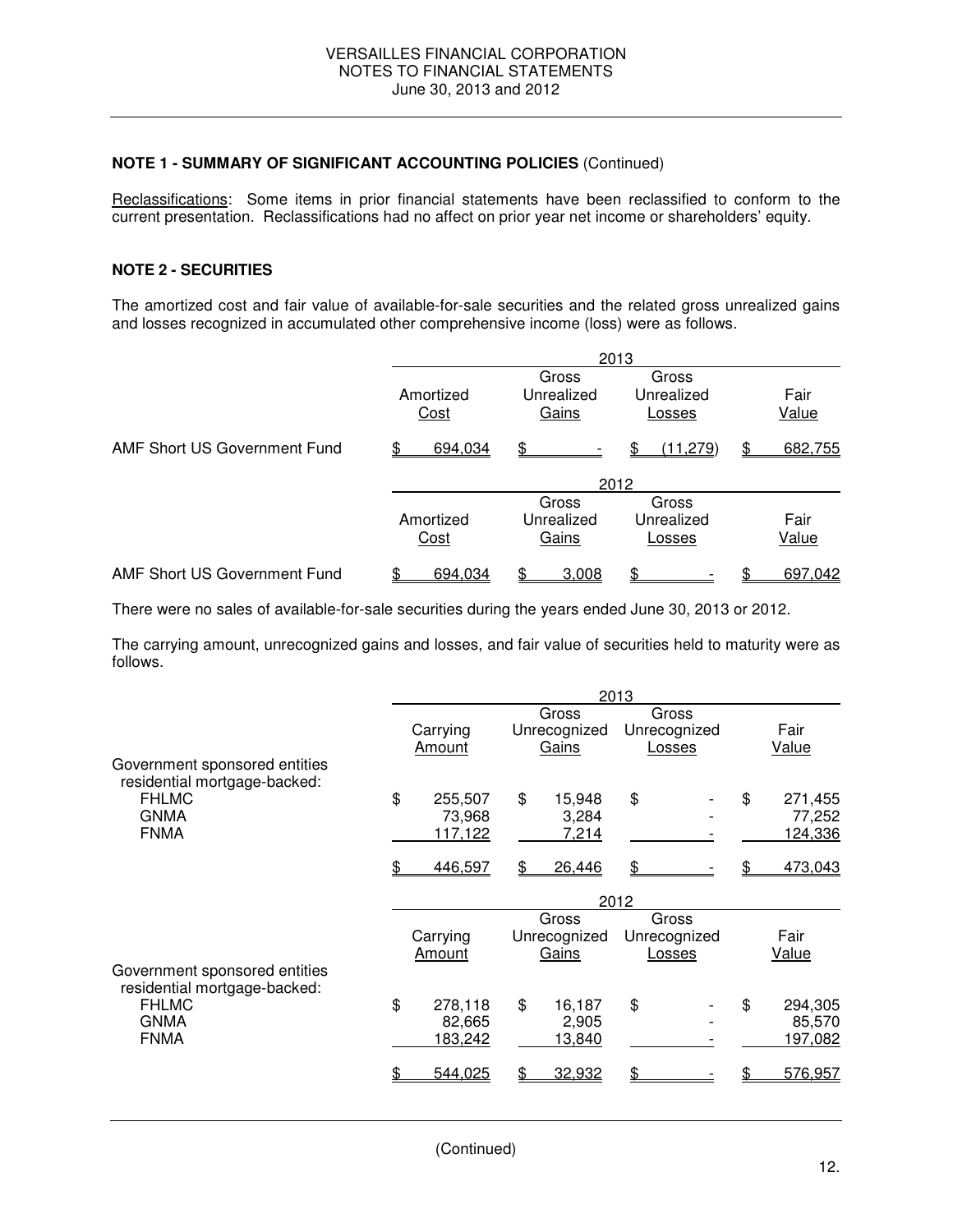**NOTE 1 - SUMMARY OF SIGNIFICANT ACCOUNTING POLICIES** (Continued)

Reclassifications: Some items in prior financial statements have been reclassified to conform to the current presentation. Reclassifications had no affect on prior year net income or shareholders' equity.

**NOTE 2 - SECURITIES**

The amortized cost and fair value of available-for-sale securities and the related gross unrealized gains and losses recognized in accumulated other comprehensive income (loss) were as follows.

| | 2013 | | | |
|---|---|---|---|---|
| | Amortized Cost | Gross Unrealized Gains | Gross Unrealized Losses | Fair Value |
| AMF Short US Government Fund | $ 694,034 | $ - | $ (11,279) | $ 682,755 |

| | 2012 | | | |
|---|---|---|---|---|
| | Amortized Cost | Gross Unrealized Gains | Gross Unrealized Losses | Fair Value |
| AMF Short US Government Fund | $ 694,034 | $ 3,008 | $ - | $ 697,042 |

There were no sales of available-for-sale securities during the years ended June 30, 2013 or 2012.

The carrying amount, unrecognized gains and losses, and fair value of securities held to maturity were as follows.

| | 2013 | | | |
|---|---|---|---|---|
| | Carrying Amount | Gross Unrecognized Gains | Gross Unrecognized Losses | Fair Value |
| Government sponsored entities residential mortgage-backed: | | | | |
| FHLMC | $ 255,507 | $ 15,948 | $ - | $ 271,455 |
| GNMA | 73,968 | 3,284 | - | 77,252 |
| FNMA | 117,122 | 7,214 | - | 124,336 |
| | $ 446,597 | $ 26,446 | $ - | $ 473,043 |

| | 2012 | | | |
|---|---|---|---|---|
| | Carrying Amount | Gross Unrecognized Gains | Gross Unrecognized Losses | Fair Value |
| Government sponsored entities residential mortgage-backed: | | | | |
| FHLMC | $ 278,118 | $ 16,187 | $ - | $ 294,305 |
| GNMA | 82,665 | 2,905 | - | 85,570 |
| FNMA | 183,242 | 13,840 | - | 197,082 |
| | $ 544,025 | $ 32,932 | $ - | $ 576,957 |

(Continued)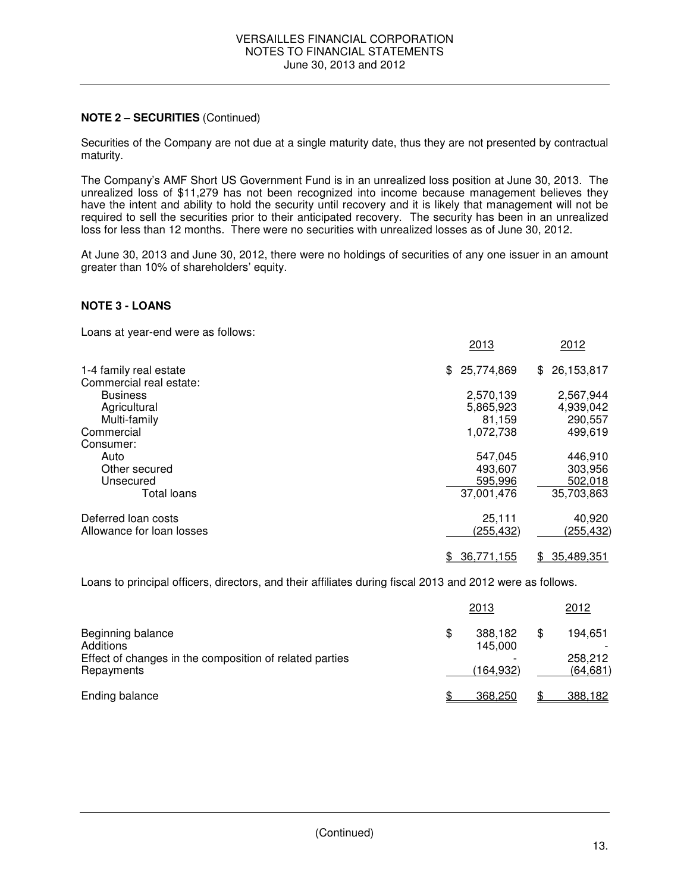**NOTE 2 – SECURITIES** (Continued)

Securities of the Company are not due at a single maturity date, thus they are not presented by contractual maturity.

The Company's AMF Short US Government Fund is in an unrealized loss position at June 30, 2013. The unrealized loss of $11,279 has not been recognized into income because management believes they have the intent and ability to hold the security until recovery and it is likely that management will not be required to sell the securities prior to their anticipated recovery. The security has been in an unrealized loss for less than 12 months. There were no securities with unrealized losses as of June 30, 2012.

At June 30, 2013 and June 30, 2012, there were no holdings of securities of any one issuer in an amount greater than 10% of shareholders' equity.

**NOTE 3 - LOANS**

Loans at year-end were as follows:

| | 2013 | 2012 |
|---|---|---|
| 1-4 family real estate | $ 25,774,869 | $ 26,153,817 |
| Commercial real estate: | | |
| Business | 2,570,139 | 2,567,944 |
| Agricultural | 5,865,923 | 4,939,042 |
| Multi-family | 81,159 | 290,557 |
| Commercial | 1,072,738 | 499,619 |
| Consumer: | | |
| Auto | 547,045 | 446,910 |
| Other secured | 493,607 | 303,956 |
| Unsecured | 595,996 | 502,018 |
| Total loans | 37,001,476 | 35,703,863 |
| Deferred loan costs | 25,111 | 40,920 |
| Allowance for loan losses | (255,432) | (255,432) |
| | $ 36,771,155 | $ 35,489,351 |

Loans to principal officers, directors, and their affiliates during fiscal 2013 and 2012 were as follows.

| | 2013 | 2012 |
|---|---|---|
| Beginning balance | $ 388,182 | $ 194,651 |
| Additions | 145,000 | - |
| Effect of changes in the composition of related parties | - | 258,212 |
| Repayments | (164,932) | (64,681) |
| Ending balance | $ 368,250 | $ 388,182 |

(Continued)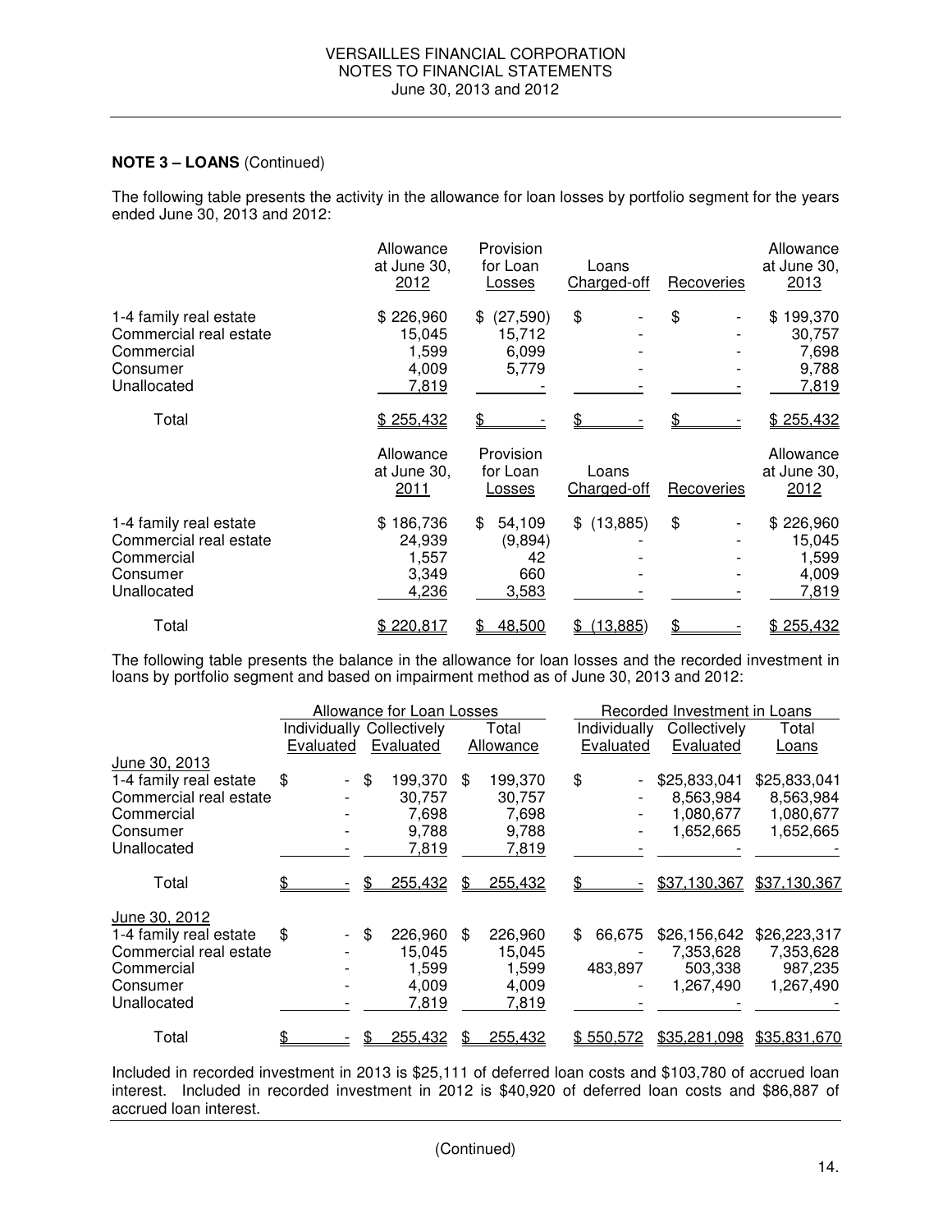**NOTE 3 – LOANS** (Continued)

The following table presents the activity in the allowance for loan losses by portfolio segment for the years ended June 30, 2013 and 2012:

| | Allowance at June 30, 2012 | Provision for Loan Losses | Loans Charged-off | Recoveries | Allowance at June 30, 2013 |
|---|---|---|---|---|---|
| 1-4 family real estate | $ 226,960 | $ (27,590) | $ - | $ - | $ 199,370 |
| Commercial real estate | 15,045 | 15,712 | - | - | 30,757 |
| Commercial | 1,599 | 6,099 | - | - | 7,698 |
| Consumer | 4,009 | 5,779 | - | - | 9,788 |
| Unallocated | 7,819 | - | - | - | 7,819 |
| Total | $ 255,432 | $ - | $ - | $ - | $ 255,432 |

| | Allowance at June 30, 2011 | Provision for Loan Losses | Loans Charged-off | Recoveries | Allowance at June 30, 2012 |
|---|---|---|---|---|---|
| 1-4 family real estate | $ 186,736 | $ 54,109 | $ (13,885) | $ - | $ 226,960 |
| Commercial real estate | 24,939 | (9,894) | - | - | 15,045 |
| Commercial | 1,557 | 42 | - | - | 1,599 |
| Consumer | 3,349 | 660 | - | - | 4,009 |
| Unallocated | 4,236 | 3,583 | - | - | 7,819 |
| Total | $ 220,817 | $ 48,500 | $ (13,885) | $ - | $ 255,432 |

The following table presents the balance in the allowance for loan losses and the recorded investment in loans by portfolio segment and based on impairment method as of June 30, 2013 and 2012:

| | Allowance for Loan Losses | | | Recorded Investment in Loans | | |
|---|---|---|---|---|---|---|
| | Individually Evaluated | Collectively Evaluated | Total Allowance | Individually Evaluated | Collectively Evaluated | Total Loans |
| June 30, 2013 | | | | | | |
| 1-4 family real estate | $ - | $ 199,370 | $ 199,370 | $ - | $25,833,041 | $25,833,041 |
| Commercial real estate | - | 30,757 | 30,757 | - | 8,563,984 | 8,563,984 |
| Commercial | - | 7,698 | 7,698 | - | 1,080,677 | 1,080,677 |
| Consumer | - | 9,788 | 9,788 | - | 1,652,665 | 1,652,665 |
| Unallocated | - | 7,819 | 7,819 | - | - | - |
| Total | $ - | $ 255,432 | $ 255,432 | $ - | $37,130,367 | $37,130,367 |
| June 30, 2012 | | | | | | |
| 1-4 family real estate | $ - | $ 226,960 | $ 226,960 | $ 66,675 | $26,156,642 | $26,223,317 |
| Commercial real estate | - | 15,045 | 15,045 | - | 7,353,628 | 7,353,628 |
| Commercial | - | 1,599 | 1,599 | 483,897 | 503,338 | 987,235 |
| Consumer | - | 4,009 | 4,009 | - | 1,267,490 | 1,267,490 |
| Unallocated | - | 7,819 | 7,819 | - | - | - |
| Total | $ - | $ 255,432 | $ 255,432 | $ 550,572 | $35,281,098 | $35,831,670 |

Included in recorded investment in 2013 is $25,111 of deferred loan costs and $103,780 of accrued loan interest. Included in recorded investment in 2012 is $40,920 of deferred loan costs and $86,887 of accrued loan interest.

(Continued)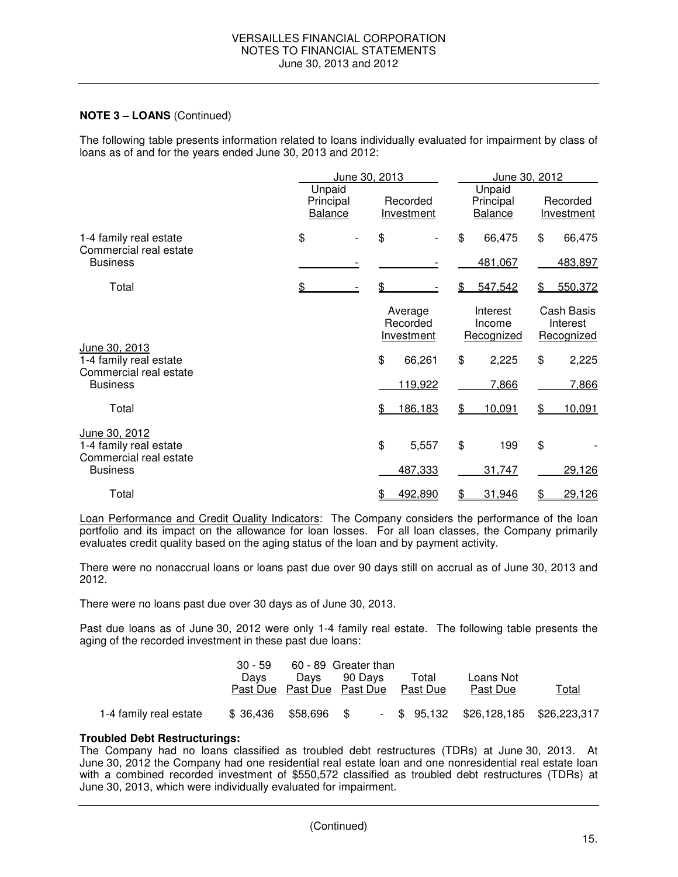**NOTE 3 – LOANS** (Continued)

The following table presents information related to loans individually evaluated for impairment by class of loans as of and for the years ended June 30, 2013 and 2012:

| | June 30, 2013 | | June 30, 2012 | |
|---|---|---|---|---|
| | Unpaid Principal Balance | Recorded Investment | Unpaid Principal Balance | Recorded Investment |
| 1-4 family real estate | $ - | $ - | $ 66,475 | $ 66,475 |
| Commercial real estate | | | | |
| Business | - | - | 481,067 | 483,897 |
| Total | $ - | $ - | $ 547,542 | $ 550,372 |

| | Average Recorded Investment | Interest Income Recognized | Cash Basis Interest Recognized |
|---|---|---|---|
| June 30, 2013 | | | |
| 1-4 family real estate | $ 66,261 | $ 2,225 | $ 2,225 |
| Commercial real estate | | | |
| Business | 119,922 | 7,866 | 7,866 |
| Total | $ 186,183 | $ 10,091 | $ 10,091 |
| June 30, 2012 | | | |
| 1-4 family real estate | $ 5,557 | $ 199 | $ - |
| Commercial real estate | | | |
| Business | 487,333 | 31,747 | 29,126 |
| Total | $ 492,890 | $ 31,946 | $ 29,126 |

Loan Performance and Credit Quality Indicators: The Company considers the performance of the loan portfolio and its impact on the allowance for loan losses. For all loan classes, the Company primarily evaluates credit quality based on the aging status of the loan and by payment activity.

There were no nonaccrual loans or loans past due over 90 days still on accrual as of June 30, 2013 and 2012.

There were no loans past due over 30 days as of June 30, 2013.

Past due loans as of June 30, 2012 were only 1-4 family real estate. The following table presents the aging of the recorded investment in these past due loans:

| | 30 - 59 Days Past Due | 60 - 89 Days Past Due | Greater than 90 Days Past Due | Total Past Due | Loans Not Past Due | Total |
|---|---|---|---|---|---|---|
| 1-4 family real estate | $ 36,436 | $58,696 | $ - | $ 95,132 | $26,128,185 | $26,223,317 |

**Troubled Debt Restructurings:**
The Company had no loans classified as troubled debt restructures (TDRs) at June 30, 2013. At June 30, 2012 the Company had one residential real estate loan and one nonresidential real estate loan with a combined recorded investment of $550,572 classified as troubled debt restructures (TDRs) at June 30, 2013, which were individually evaluated for impairment.

(Continued)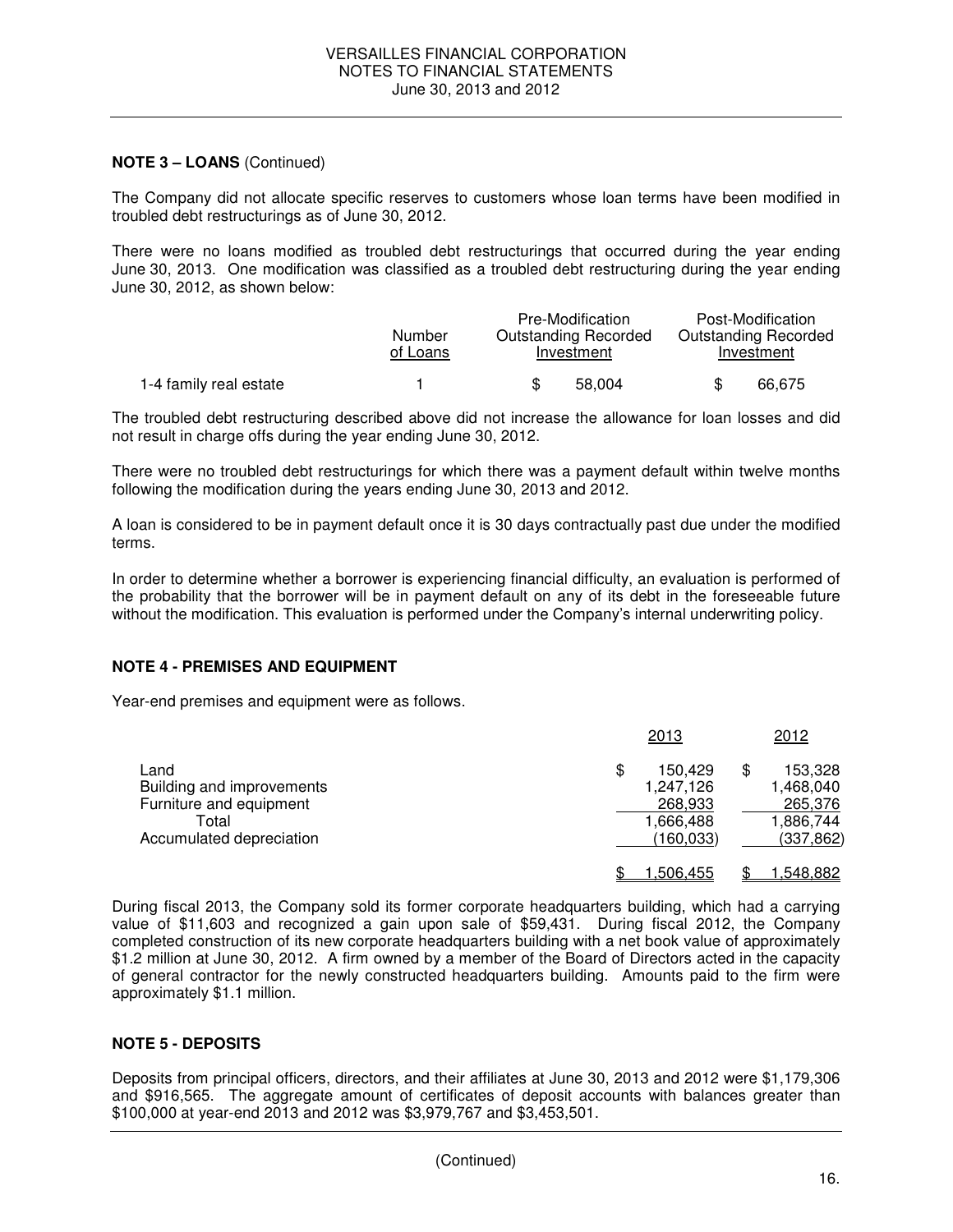**NOTE 3 – LOANS** (Continued)

The Company did not allocate specific reserves to customers whose loan terms have been modified in troubled debt restructurings as of June 30, 2012.

There were no loans modified as troubled debt restructurings that occurred during the year ending June 30, 2013. One modification was classified as a troubled debt restructuring during the year ending June 30, 2012, as shown below:

| | Number of Loans | Pre-Modification Outstanding Recorded Investment | Post-Modification Outstanding Recorded Investment |
|---|---|---|---|
| 1-4 family real estate | 1 | $ 58,004 | $ 66,675 |

The troubled debt restructuring described above did not increase the allowance for loan losses and did not result in charge offs during the year ending June 30, 2012.

There were no troubled debt restructurings for which there was a payment default within twelve months following the modification during the years ending June 30, 2013 and 2012.

A loan is considered to be in payment default once it is 30 days contractually past due under the modified terms.

In order to determine whether a borrower is experiencing financial difficulty, an evaluation is performed of the probability that the borrower will be in payment default on any of its debt in the foreseeable future without the modification. This evaluation is performed under the Company's internal underwriting policy.

**NOTE 4 - PREMISES AND EQUIPMENT**

Year-end premises and equipment were as follows.

| | 2013 | 2012 |
|---|---|---|
| Land | $ 150,429 | $ 153,328 |
| Building and improvements | 1,247,126 | 1,468,040 |
| Furniture and equipment | 268,933 | 265,376 |
| Total | 1,666,488 | 1,886,744 |
| Accumulated depreciation | (160,033) | (337,862) |
| | $ 1,506,455 | $ 1,548,882 |

During fiscal 2013, the Company sold its former corporate headquarters building, which had a carrying value of $11,603 and recognized a gain upon sale of $59,431. During fiscal 2012, the Company completed construction of its new corporate headquarters building with a net book value of approximately $1.2 million at June 30, 2012. A firm owned by a member of the Board of Directors acted in the capacity of general contractor for the newly constructed headquarters building. Amounts paid to the firm were approximately $1.1 million.

**NOTE 5 - DEPOSITS**

Deposits from principal officers, directors, and their affiliates at June 30, 2013 and 2012 were $1,179,306 and $916,565. The aggregate amount of certificates of deposit accounts with balances greater than $100,000 at year-end 2013 and 2012 was $3,979,767 and $3,453,501.

(Continued)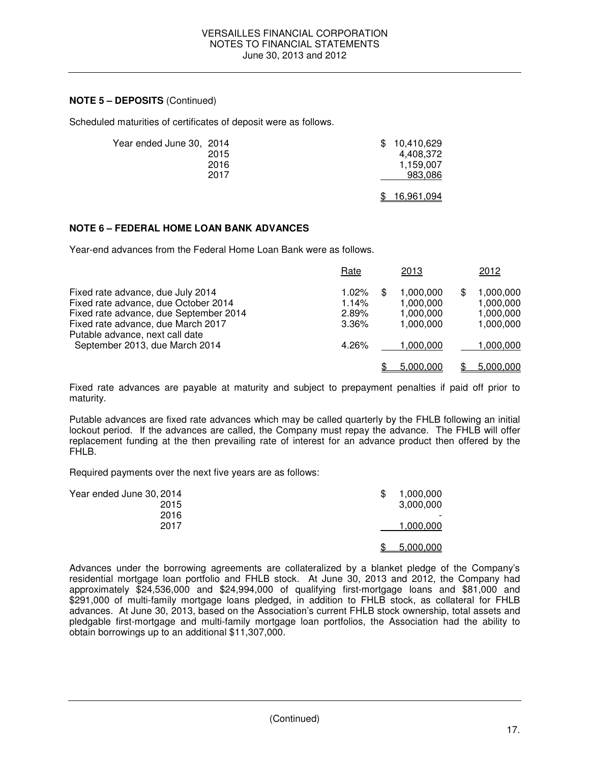**NOTE 5 – DEPOSITS** (Continued)

Scheduled maturities of certificates of deposit were as follows.

| | |
|---|---|
| Year ended June 30, 2014 | $ 10,410,629 |
| 2015 | 4,408,372 |
| 2016 | 1,159,007 |
| 2017 | 983,086 |
| | $ 16,961,094 |

**NOTE 6 – FEDERAL HOME LOAN BANK ADVANCES**

Year-end advances from the Federal Home Loan Bank were as follows.

| | Rate | 2013 | 2012 |
|---|---|---|---|
| Fixed rate advance, due July 2014 | 1.02% | $ 1,000,000 | $ 1,000,000 |
| Fixed rate advance, due October 2014 | 1.14% | 1,000,000 | 1,000,000 |
| Fixed rate advance, due September 2014 | 2.89% | 1,000,000 | 1,000,000 |
| Fixed rate advance, due March 2017 | 3.36% | 1,000,000 | 1,000,000 |
| Putable advance, next call date September 2013, due March 2014 | 4.26% | 1,000,000 | 1,000,000 |
| | | $ 5,000,000 | $ 5,000,000 |

Fixed rate advances are payable at maturity and subject to prepayment penalties if paid off prior to maturity.

Putable advances are fixed rate advances which may be called quarterly by the FHLB following an initial lockout period. If the advances are called, the Company must repay the advance. The FHLB will offer replacement funding at the then prevailing rate of interest for an advance product then offered by the FHLB.

Required payments over the next five years are as follows:

| | |
|---|---|
| Year ended June 30, 2014 | $ 1,000,000 |
| 2015 | 3,000,000 |
| 2016 | - |
| 2017 | 1,000,000 |
| | $ 5,000,000 |

Advances under the borrowing agreements are collateralized by a blanket pledge of the Company's residential mortgage loan portfolio and FHLB stock. At June 30, 2013 and 2012, the Company had approximately $24,536,000 and $24,994,000 of qualifying first-mortgage loans and $81,000 and $291,000 of multi-family mortgage loans pledged, in addition to FHLB stock, as collateral for FHLB advances. At June 30, 2013, based on the Association's current FHLB stock ownership, total assets and pledgable first-mortgage and multi-family mortgage loan portfolios, the Association had the ability to obtain borrowings up to an additional $11,307,000.

(Continued)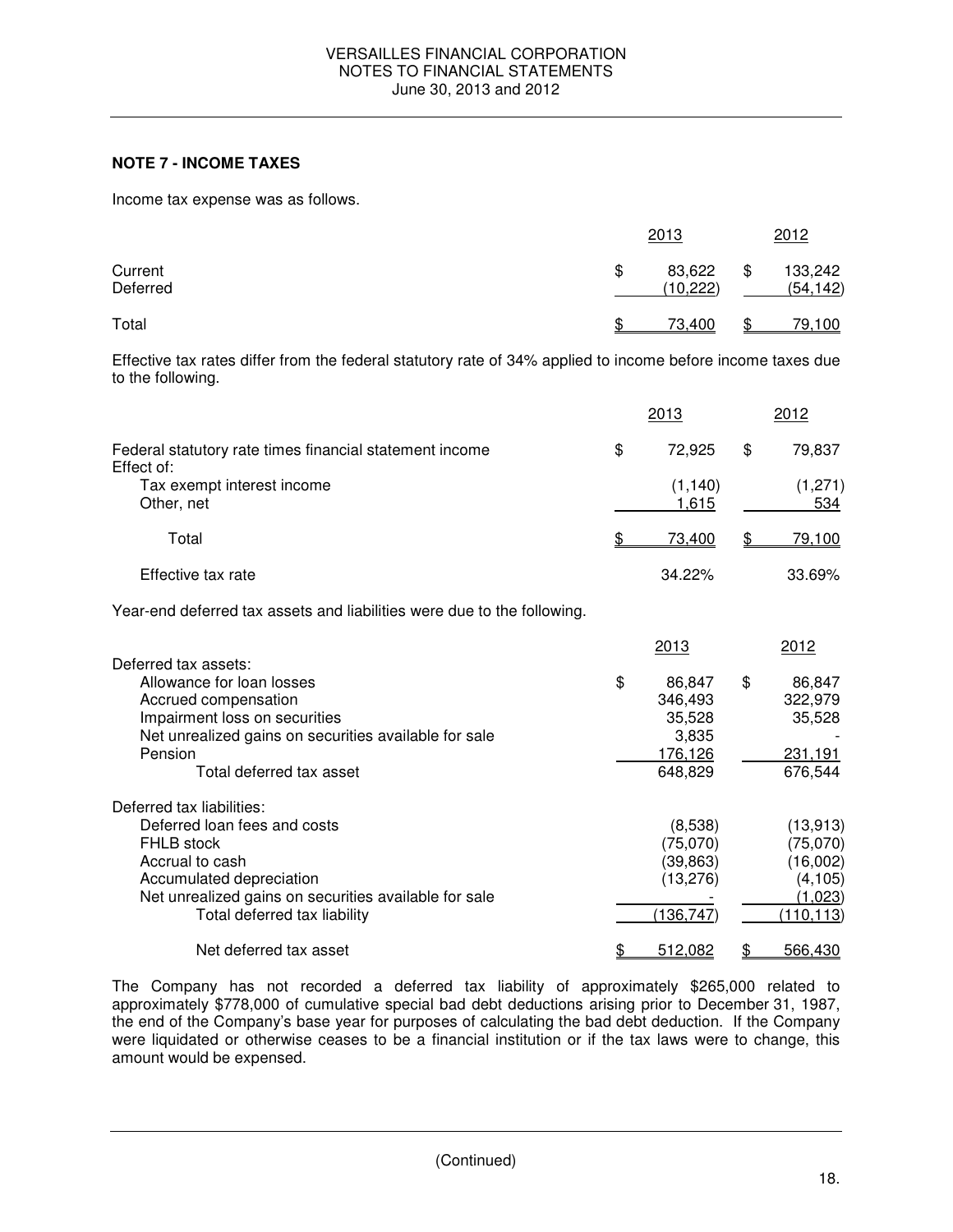## NOTE 7 - INCOME TAXES

Income tax expense was as follows.

| | 2013 | 2012 |
|---|---|---|
| Current | $ 83,622 | $ 133,242 |
| Deferred | (10,222) | (54,142) |
| Total | $ 73,400 | $ 79,100 |

Effective tax rates differ from the federal statutory rate of 34% applied to income before income taxes due to the following.

| | 2013 | 2012 |
|---|---|---|
| Federal statutory rate times financial statement income | $ 72,925 | $ 79,837 |
| Effect of: | | |
| Tax exempt interest income | (1,140) | (1,271) |
| Other, net | 1,615 | 534 |
| Total | $ 73,400 | $ 79,100 |
| Effective tax rate | 34.22% | 33.69% |

Year-end deferred tax assets and liabilities were due to the following.

| | 2013 | 2012 |
|---|---|---|
| Deferred tax assets: | | |
| Allowance for loan losses | $ 86,847 | $ 86,847 |
| Accrued compensation | 346,493 | 322,979 |
| Impairment loss on securities | 35,528 | 35,528 |
| Net unrealized gains on securities available for sale | 3,835 | - |
| Pension | 176,126 | 231,191 |
| Total deferred tax asset | 648,829 | 676,544 |
| Deferred tax liabilities: | | |
| Deferred loan fees and costs | (8,538) | (13,913) |
| FHLB stock | (75,070) | (75,070) |
| Accrual to cash | (39,863) | (16,002) |
| Accumulated depreciation | (13,276) | (4,105) |
| Net unrealized gains on securities available for sale | - | (1,023) |
| Total deferred tax liability | (136,747) | (110,113) |
| Net deferred tax asset | $ 512,082 | $ 566,430 |

The Company has not recorded a deferred tax liability of approximately $265,000 related to approximately $778,000 of cumulative special bad debt deductions arising prior to December 31, 1987, the end of the Company's base year for purposes of calculating the bad debt deduction. If the Company were liquidated or otherwise ceases to be a financial institution or if the tax laws were to change, this amount would be expensed.

(Continued)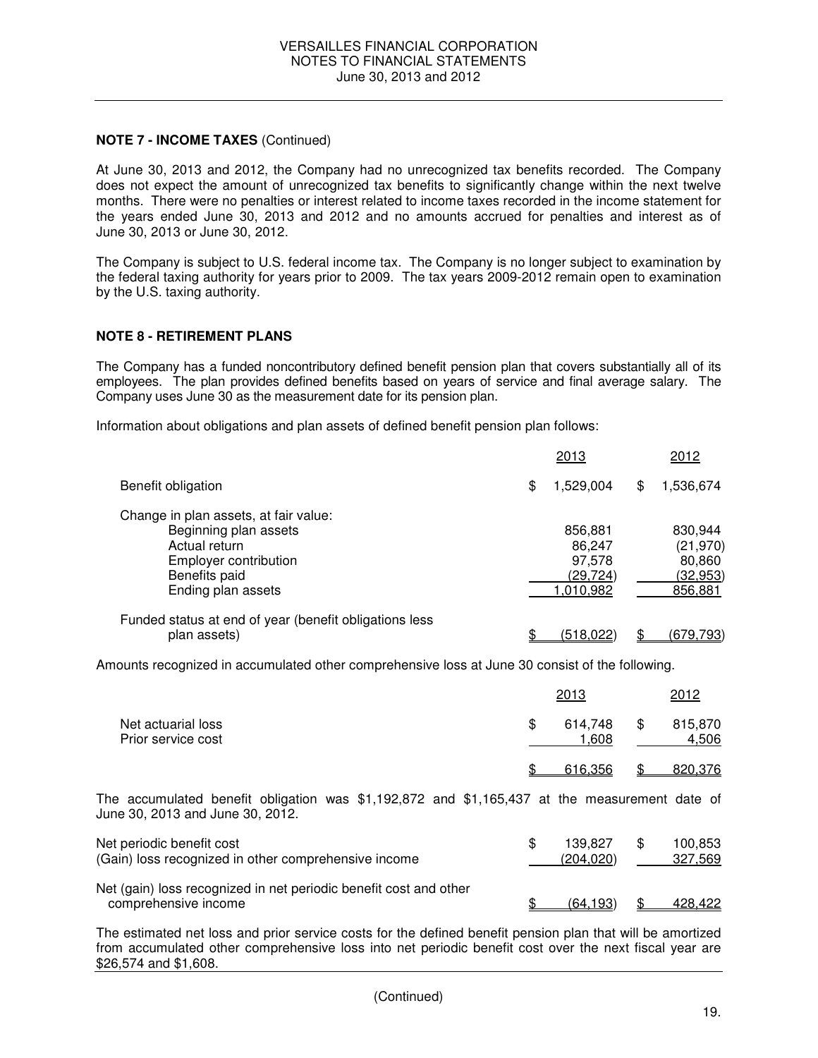### NOTE 7 - INCOME TAXES (Continued)

At June 30, 2013 and 2012, the Company had no unrecognized tax benefits recorded. The Company does not expect the amount of unrecognized tax benefits to significantly change within the next twelve months. There were no penalties or interest related to income taxes recorded in the income statement for the years ended June 30, 2013 and 2012 and no amounts accrued for penalties and interest as of June 30, 2013 or June 30, 2012.

The Company is subject to U.S. federal income tax. The Company is no longer subject to examination by the federal taxing authority for years prior to 2009. The tax years 2009-2012 remain open to examination by the U.S. taxing authority.

### NOTE 8 - RETIREMENT PLANS

The Company has a funded noncontributory defined benefit pension plan that covers substantially all of its employees. The plan provides defined benefits based on years of service and final average salary. The Company uses June 30 as the measurement date for its pension plan.

Information about obligations and plan assets of defined benefit pension plan follows:

| | 2013 | 2012 |
|---|---|---|
| Benefit obligation | $ 1,529,004 | $ 1,536,674 |
| Change in plan assets, at fair value: | | |
| Beginning plan assets | 856,881 | 830,944 |
| Actual return | 86,247 | (21,970) |
| Employer contribution | 97,578 | 80,860 |
| Benefits paid | (29,724) | (32,953) |
| Ending plan assets | 1,010,982 | 856,881 |
| Funded status at end of year (benefit obligations less plan assets) | $ (518,022) | $ (679,793) |

Amounts recognized in accumulated other comprehensive loss at June 30 consist of the following.

| | 2013 | 2012 |
|---|---|---|
| Net actuarial loss | $ 614,748 | $ 815,870 |
| Prior service cost | 1,608 | 4,506 |
| | $ 616,356 | $ 820,376 |

The accumulated benefit obligation was $1,192,872 and $1,165,437 at the measurement date of June 30, 2013 and June 30, 2012.

| | 2013 | 2012 |
|---|---|---|
| Net periodic benefit cost | $ 139,827 | $ 100,853 |
| (Gain) loss recognized in other comprehensive income | (204,020) | 327,569 |
| Net (gain) loss recognized in net periodic benefit cost and other comprehensive income | $ (64,193) | $ 428,422 |

The estimated net loss and prior service costs for the defined benefit pension plan that will be amortized from accumulated other comprehensive loss into net periodic benefit cost over the next fiscal year are $26,574 and $1,608.

(Continued)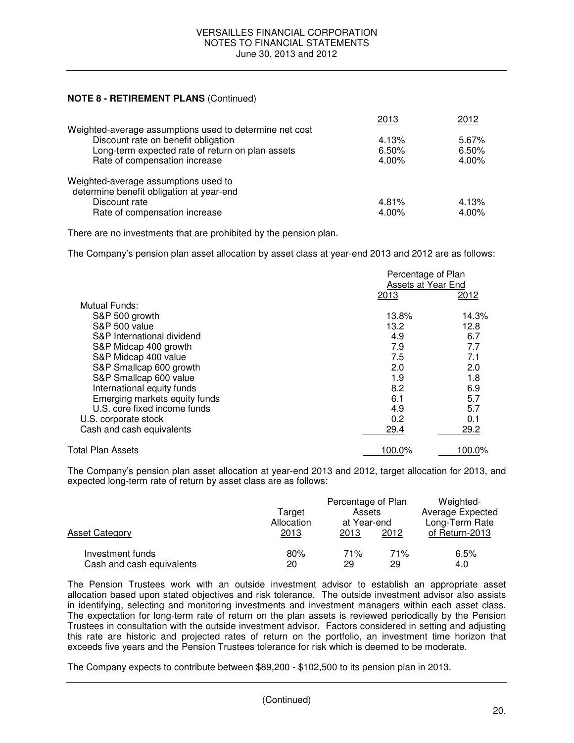**NOTE 8 - RETIREMENT PLANS** (Continued)

| | 2013 | 2012 |
|---|---|---|
| Weighted-average assumptions used to determine net cost | | |
| Discount rate on benefit obligation | 4.13% | 5.67% |
| Long-term expected rate of return on plan assets | 6.50% | 6.50% |
| Rate of compensation increase | 4.00% | 4.00% |
| | | |
| Weighted-average assumptions used to determine benefit obligation at year-end | | |
| Discount rate | 4.81% | 4.13% |
| Rate of compensation increase | 4.00% | 4.00% |

There are no investments that are prohibited by the pension plan.

The Company's pension plan asset allocation by asset class at year-end 2013 and 2012 are as follows:

| | Percentage of Plan Assets at Year End | |
|---|---|---|
| | 2013 | 2012 |
| Mutual Funds: | | |
| S&P 500 growth | 13.8% | 14.3% |
| S&P 500 value | 13.2 | 12.8 |
| S&P International dividend | 4.9 | 6.7 |
| S&P Midcap 400 growth | 7.9 | 7.7 |
| S&P Midcap 400 value | 7.5 | 7.1 |
| S&P Smallcap 600 growth | 2.0 | 2.0 |
| S&P Smallcap 600 value | 1.9 | 1.8 |
| International equity funds | 8.2 | 6.9 |
| Emerging markets equity funds | 6.1 | 5.7 |
| U.S. core fixed income funds | 4.9 | 5.7 |
| U.S. corporate stock | 0.2 | 0.1 |
| Cash and cash equivalents | 29.4 | 29.2 |
| Total Plan Assets | 100.0% | 100.0% |

The Company's pension plan asset allocation at year-end 2013 and 2012, target allocation for 2013, and expected long-term rate of return by asset class are as follows:

| Asset Category | Target Allocation 2013 | Percentage of Plan Assets at Year-end | | Weighted-Average Expected Long-Term Rate of Return-2013 |
|---|---|---|---|---|
| | | 2013 | 2012 | |
| Investment funds | 80% | 71% | 71% | 6.5% |
| Cash and cash equivalents | 20 | 29 | 29 | 4.0 |

The Pension Trustees work with an outside investment advisor to establish an appropriate asset allocation based upon stated objectives and risk tolerance. The outside investment advisor also assists in identifying, selecting and monitoring investments and investment managers within each asset class. The expectation for long-term rate of return on the plan assets is reviewed periodically by the Pension Trustees in consultation with the outside investment advisor. Factors considered in setting and adjusting this rate are historic and projected rates of return on the portfolio, an investment time horizon that exceeds five years and the Pension Trustees tolerance for risk which is deemed to be moderate.

The Company expects to contribute between $89,200 - $102,500 to its pension plan in 2013.

(Continued)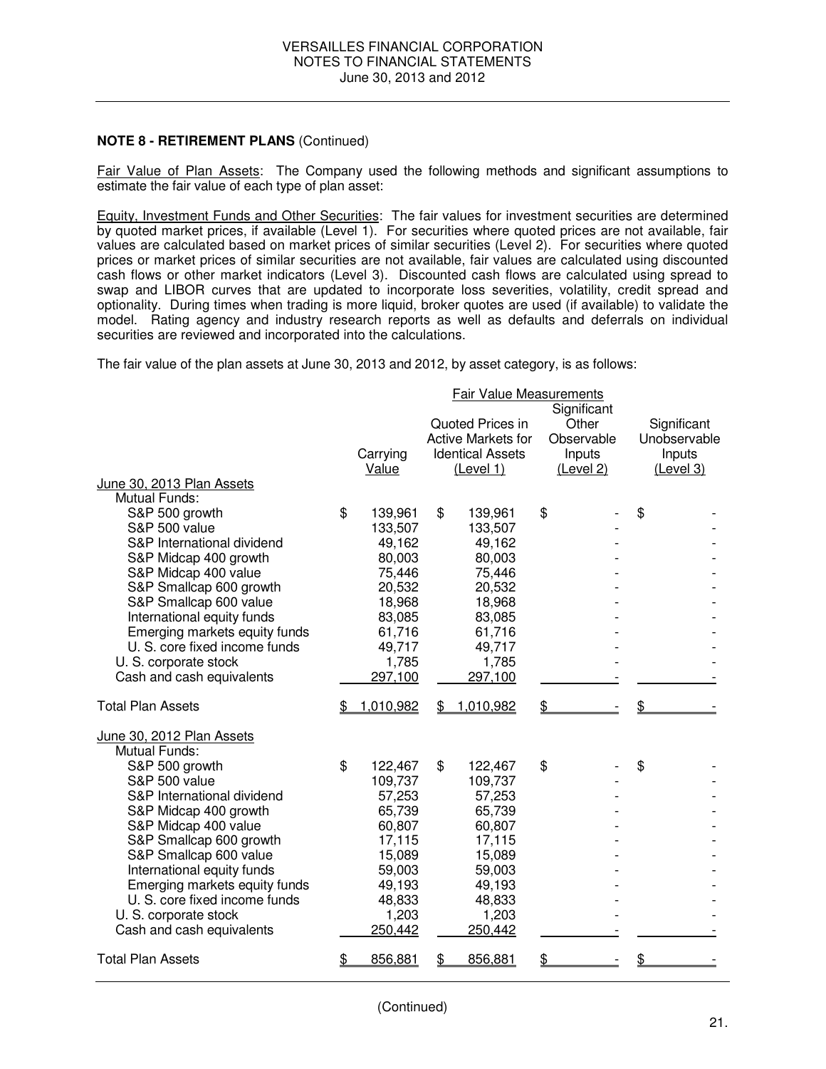## NOTE 8 - RETIREMENT PLANS (Continued)

Fair Value of Plan Assets: The Company used the following methods and significant assumptions to estimate the fair value of each type of plan asset:

Equity, Investment Funds and Other Securities: The fair values for investment securities are determined by quoted market prices, if available (Level 1). For securities where quoted prices are not available, fair values are calculated based on market prices of similar securities (Level 2). For securities where quoted prices or market prices of similar securities are not available, fair values are calculated using discounted cash flows or other market indicators (Level 3). Discounted cash flows are calculated using spread to swap and LIBOR curves that are updated to incorporate loss severities, volatility, credit spread and optionality. During times when trading is more liquid, broker quotes are used (if available) to validate the model. Rating agency and industry research reports as well as defaults and deferrals on individual securities are reviewed and incorporated into the calculations.

The fair value of the plan assets at June 30, 2013 and 2012, by asset category, is as follows:

| | | Fair Value Measurements | | |
|---|---|---|---|---|
| | Carrying Value | Quoted Prices in Active Markets for Identical Assets (Level 1) | Significant Other Observable Inputs (Level 2) | Significant Unobservable Inputs (Level 3) |
| June 30, 2013 Plan Assets | | | | |
| Mutual Funds: | | | | |
| S&P 500 growth | $ 139,961 | $ 139,961 | $ - | $ - |
| S&P 500 value | 133,507 | 133,507 | - | - |
| S&P International dividend | 49,162 | 49,162 | - | - |
| S&P Midcap 400 growth | 80,003 | 80,003 | - | - |
| S&P Midcap 400 value | 75,446 | 75,446 | - | - |
| S&P Smallcap 600 growth | 20,532 | 20,532 | - | - |
| S&P Smallcap 600 value | 18,968 | 18,968 | - | - |
| International equity funds | 83,085 | 83,085 | - | - |
| Emerging markets equity funds | 61,716 | 61,716 | - | - |
| U. S. core fixed income funds | 49,717 | 49,717 | - | - |
| U. S. corporate stock | 1,785 | 1,785 | - | - |
| Cash and cash equivalents | 297,100 | 297,100 | - | - |
| Total Plan Assets | $ 1,010,982 | $ 1,010,982 | $ - | $ - |
| June 30, 2012 Plan Assets | | | | |
| Mutual Funds: | | | | |
| S&P 500 growth | $ 122,467 | $ 122,467 | $ - | $ - |
| S&P 500 value | 109,737 | 109,737 | - | - |
| S&P International dividend | 57,253 | 57,253 | - | - |
| S&P Midcap 400 growth | 65,739 | 65,739 | - | - |
| S&P Midcap 400 value | 60,807 | 60,807 | - | - |
| S&P Smallcap 600 growth | 17,115 | 17,115 | - | - |
| S&P Smallcap 600 value | 15,089 | 15,089 | - | - |
| International equity funds | 59,003 | 59,003 | - | - |
| Emerging markets equity funds | 49,193 | 49,193 | - | - |
| U. S. core fixed income funds | 48,833 | 48,833 | - | - |
| U. S. corporate stock | 1,203 | 1,203 | - | - |
| Cash and cash equivalents | 250,442 | 250,442 | - | - |
| Total Plan Assets | $ 856,881 | $ 856,881 | $ - | $ - |

(Continued)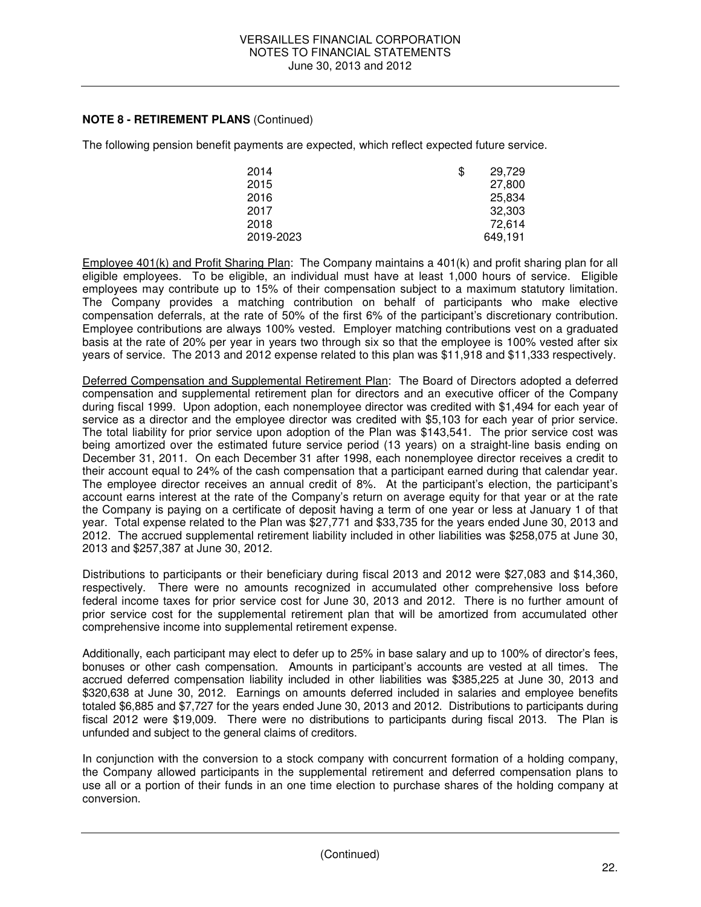**NOTE 8 - RETIREMENT PLANS** (Continued)

The following pension benefit payments are expected, which reflect expected future service.

| | |
|---|---|
| 2014 | $ 29,729 |
| 2015 | 27,800 |
| 2016 | 25,834 |
| 2017 | 32,303 |
| 2018 | 72,614 |
| 2019-2023 | 649,191 |

Employee 401(k) and Profit Sharing Plan: The Company maintains a 401(k) and profit sharing plan for all eligible employees. To be eligible, an individual must have at least 1,000 hours of service. Eligible employees may contribute up to 15% of their compensation subject to a maximum statutory limitation. The Company provides a matching contribution on behalf of participants who make elective compensation deferrals, at the rate of 50% of the first 6% of the participant's discretionary contribution. Employee contributions are always 100% vested. Employer matching contributions vest on a graduated basis at the rate of 20% per year in years two through six so that the employee is 100% vested after six years of service. The 2013 and 2012 expense related to this plan was $11,918 and $11,333 respectively.

Deferred Compensation and Supplemental Retirement Plan: The Board of Directors adopted a deferred compensation and supplemental retirement plan for directors and an executive officer of the Company during fiscal 1999. Upon adoption, each nonemployee director was credited with $1,494 for each year of service as a director and the employee director was credited with $5,103 for each year of prior service. The total liability for prior service upon adoption of the Plan was $143,541. The prior service cost was being amortized over the estimated future service period (13 years) on a straight-line basis ending on December 31, 2011. On each December 31 after 1998, each nonemployee director receives a credit to their account equal to 24% of the cash compensation that a participant earned during that calendar year. The employee director receives an annual credit of 8%. At the participant's election, the participant's account earns interest at the rate of the Company's return on average equity for that year or at the rate the Company is paying on a certificate of deposit having a term of one year or less at January 1 of that year. Total expense related to the Plan was $27,771 and $33,735 for the years ended June 30, 2013 and 2012. The accrued supplemental retirement liability included in other liabilities was $258,075 at June 30, 2013 and $257,387 at June 30, 2012.

Distributions to participants or their beneficiary during fiscal 2013 and 2012 were $27,083 and $14,360, respectively. There were no amounts recognized in accumulated other comprehensive loss before federal income taxes for prior service cost for June 30, 2013 and 2012. There is no further amount of prior service cost for the supplemental retirement plan that will be amortized from accumulated other comprehensive income into supplemental retirement expense.

Additionally, each participant may elect to defer up to 25% in base salary and up to 100% of director's fees, bonuses or other cash compensation. Amounts in participant's accounts are vested at all times. The accrued deferred compensation liability included in other liabilities was $385,225 at June 30, 2013 and $320,638 at June 30, 2012. Earnings on amounts deferred included in salaries and employee benefits totaled $6,885 and $7,727 for the years ended June 30, 2013 and 2012. Distributions to participants during fiscal 2012 were $19,009. There were no distributions to participants during fiscal 2013. The Plan is unfunded and subject to the general claims of creditors.

In conjunction with the conversion to a stock company with concurrent formation of a holding company, the Company allowed participants in the supplemental retirement and deferred compensation plans to use all or a portion of their funds in an one time election to purchase shares of the holding company at conversion.

(Continued)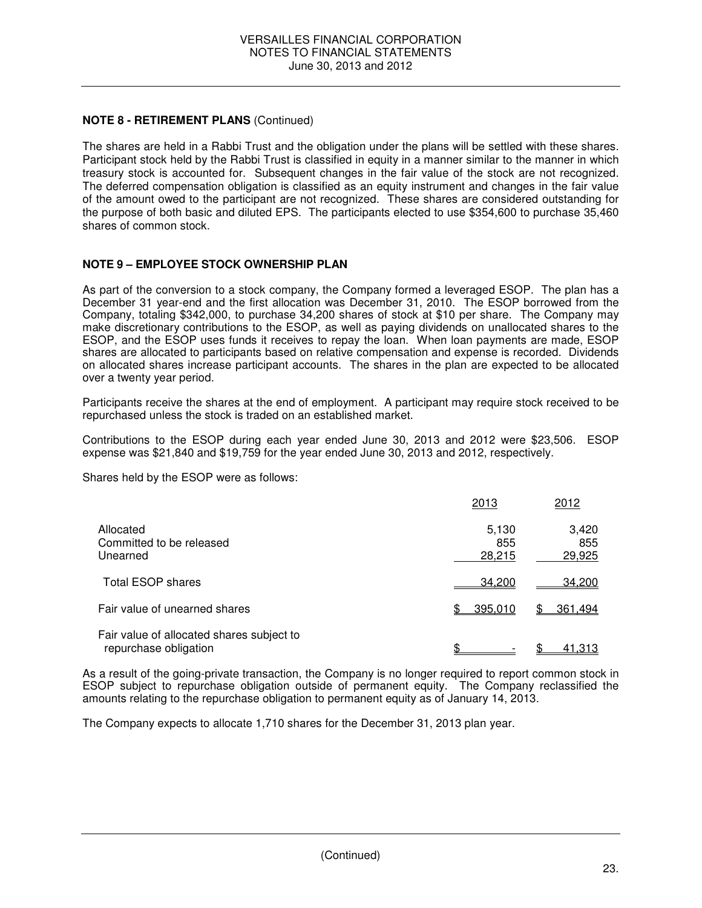**NOTE 8 - RETIREMENT PLANS** (Continued)

The shares are held in a Rabbi Trust and the obligation under the plans will be settled with these shares. Participant stock held by the Rabbi Trust is classified in equity in a manner similar to the manner in which treasury stock is accounted for. Subsequent changes in the fair value of the stock are not recognized. The deferred compensation obligation is classified as an equity instrument and changes in the fair value of the amount owed to the participant are not recognized. These shares are considered outstanding for the purpose of both basic and diluted EPS. The participants elected to use $354,600 to purchase 35,460 shares of common stock.

**NOTE 9 – EMPLOYEE STOCK OWNERSHIP PLAN**

As part of the conversion to a stock company, the Company formed a leveraged ESOP. The plan has a December 31 year-end and the first allocation was December 31, 2010. The ESOP borrowed from the Company, totaling $342,000, to purchase 34,200 shares of stock at $10 per share. The Company may make discretionary contributions to the ESOP, as well as paying dividends on unallocated shares to the ESOP, and the ESOP uses funds it receives to repay the loan. When loan payments are made, ESOP shares are allocated to participants based on relative compensation and expense is recorded. Dividends on allocated shares increase participant accounts. The shares in the plan are expected to be allocated over a twenty year period.

Participants receive the shares at the end of employment. A participant may require stock received to be repurchased unless the stock is traded on an established market.

Contributions to the ESOP during each year ended June 30, 2013 and 2012 were $23,506. ESOP expense was $21,840 and $19,759 for the year ended June 30, 2013 and 2012, respectively.

Shares held by the ESOP were as follows:

| | 2013 | 2012 |
|---|---|---|
| Allocated | 5,130 | 3,420 |
| Committed to be released | 855 | 855 |
| Unearned | 28,215 | 29,925 |
| Total ESOP shares | 34,200 | 34,200 |
| Fair value of unearned shares | $ 395,010 | $ 361,494 |
| Fair value of allocated shares subject to repurchase obligation | $ - | $ 41,313 |

As a result of the going-private transaction, the Company is no longer required to report common stock in ESOP subject to repurchase obligation outside of permanent equity. The Company reclassified the amounts relating to the repurchase obligation to permanent equity as of January 14, 2013.

The Company expects to allocate 1,710 shares for the December 31, 2013 plan year.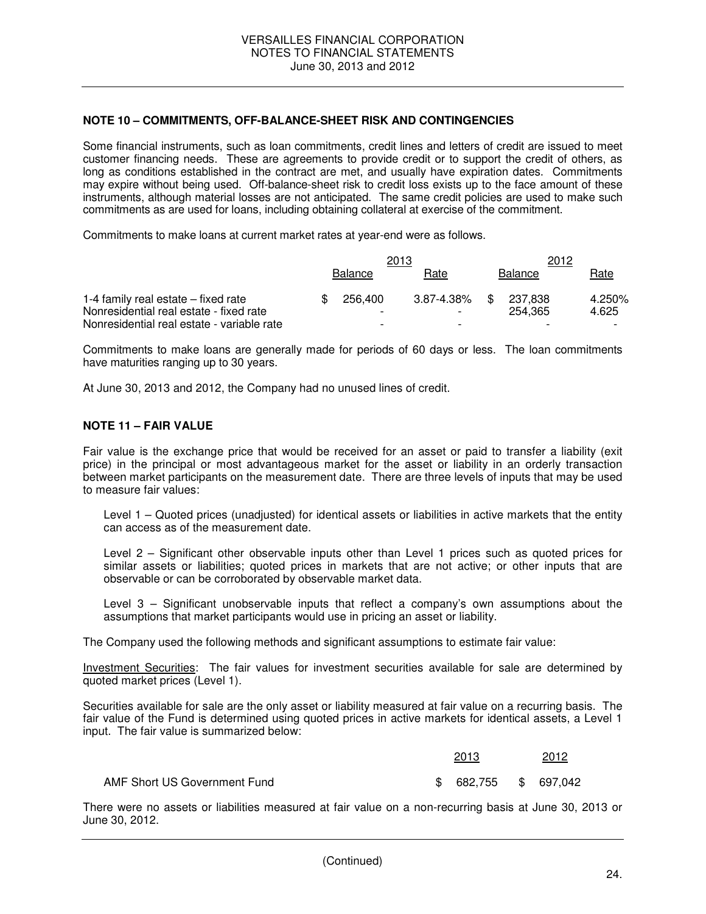**NOTE 10 – COMMITMENTS, OFF-BALANCE-SHEET RISK AND CONTINGENCIES**

Some financial instruments, such as loan commitments, credit lines and letters of credit are issued to meet customer financing needs. These are agreements to provide credit or to support the credit of others, as long as conditions established in the contract are met, and usually have expiration dates. Commitments may expire without being used. Off-balance-sheet risk to credit loss exists up to the face amount of these instruments, although material losses are not anticipated. The same credit policies are used to make such commitments as are used for loans, including obtaining collateral at exercise of the commitment.

Commitments to make loans at current market rates at year-end were as follows.

| | 2013 | | 2012 | |
|---|---|---|---|---|
| | Balance | Rate | Balance | Rate |
| 1-4 family real estate – fixed rate | $ 256,400 | 3.87-4.38% | $ 237,838 | 4.250% |
| Nonresidential real estate - fixed rate | - | - | 254,365 | 4.625 |
| Nonresidential real estate - variable rate | - | - | - | - |

Commitments to make loans are generally made for periods of 60 days or less. The loan commitments have maturities ranging up to 30 years.

At June 30, 2013 and 2012, the Company had no unused lines of credit.

**NOTE 11 – FAIR VALUE**

Fair value is the exchange price that would be received for an asset or paid to transfer a liability (exit price) in the principal or most advantageous market for the asset or liability in an orderly transaction between market participants on the measurement date. There are three levels of inputs that may be used to measure fair values:

Level 1 – Quoted prices (unadjusted) for identical assets or liabilities in active markets that the entity can access as of the measurement date.

Level 2 – Significant other observable inputs other than Level 1 prices such as quoted prices for similar assets or liabilities; quoted prices in markets that are not active; or other inputs that are observable or can be corroborated by observable market data.

Level 3 – Significant unobservable inputs that reflect a company's own assumptions about the assumptions that market participants would use in pricing an asset or liability.

The Company used the following methods and significant assumptions to estimate fair value:

Investment Securities: The fair values for investment securities available for sale are determined by quoted market prices (Level 1).

Securities available for sale are the only asset or liability measured at fair value on a recurring basis. The fair value of the Fund is determined using quoted prices in active markets for identical assets, a Level 1 input. The fair value is summarized below:

| | 2013 | 2012 |
|---|---|---|
| AMF Short US Government Fund | $ 682,755 | $ 697,042 |

There were no assets or liabilities measured at fair value on a non-recurring basis at June 30, 2013 or June 30, 2012.

(Continued)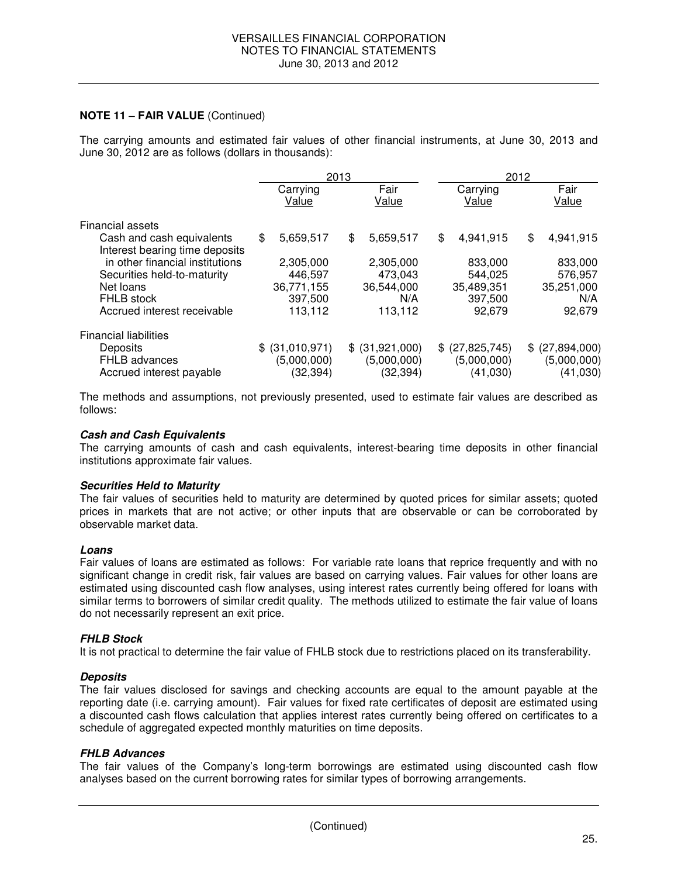**NOTE 11 – FAIR VALUE** (Continued)

The carrying amounts and estimated fair values of other financial instruments, at June 30, 2013 and June 30, 2012 are as follows (dollars in thousands):

| | 2013 | | 2012 | |
|---|---|---|---|---|
| | Carrying Value | Fair Value | Carrying Value | Fair Value |
| Financial assets | | | | |
| Cash and cash equivalents | $ 5,659,517 | $ 5,659,517 | $ 4,941,915 | $ 4,941,915 |
| Interest bearing time deposits in other financial institutions | 2,305,000 | 2,305,000 | 833,000 | 833,000 |
| Securities held-to-maturity | 446,597 | 473,043 | 544,025 | 576,957 |
| Net loans | 36,771,155 | 36,544,000 | 35,489,351 | 35,251,000 |
| FHLB stock | 397,500 | N/A | 397,500 | N/A |
| Accrued interest receivable | 113,112 | 113,112 | 92,679 | 92,679 |
| Financial liabilities | | | | |
| Deposits | $ (31,010,971) | $ (31,921,000) | $ (27,825,745) | $ (27,894,000) |
| FHLB advances | (5,000,000) | (5,000,000) | (5,000,000) | (5,000,000) |
| Accrued interest payable | (32,394) | (32,394) | (41,030) | (41,030) |

The methods and assumptions, not previously presented, used to estimate fair values are described as follows:

***Cash and Cash Equivalents***
The carrying amounts of cash and cash equivalents, interest-bearing time deposits in other financial institutions approximate fair values.

***Securities Held to Maturity***
The fair values of securities held to maturity are determined by quoted prices for similar assets; quoted prices in markets that are not active; or other inputs that are observable or can be corroborated by observable market data.

***Loans***
Fair values of loans are estimated as follows: For variable rate loans that reprice frequently and with no significant change in credit risk, fair values are based on carrying values. Fair values for other loans are estimated using discounted cash flow analyses, using interest rates currently being offered for loans with similar terms to borrowers of similar credit quality. The methods utilized to estimate the fair value of loans do not necessarily represent an exit price.

***FHLB Stock***
It is not practical to determine the fair value of FHLB stock due to restrictions placed on its transferability.

***Deposits***
The fair values disclosed for savings and checking accounts are equal to the amount payable at the reporting date (i.e. carrying amount). Fair values for fixed rate certificates of deposit are estimated using a discounted cash flows calculation that applies interest rates currently being offered on certificates to a schedule of aggregated expected monthly maturities on time deposits.

***FHLB Advances***
The fair values of the Company's long-term borrowings are estimated using discounted cash flow analyses based on the current borrowing rates for similar types of borrowing arrangements.

(Continued)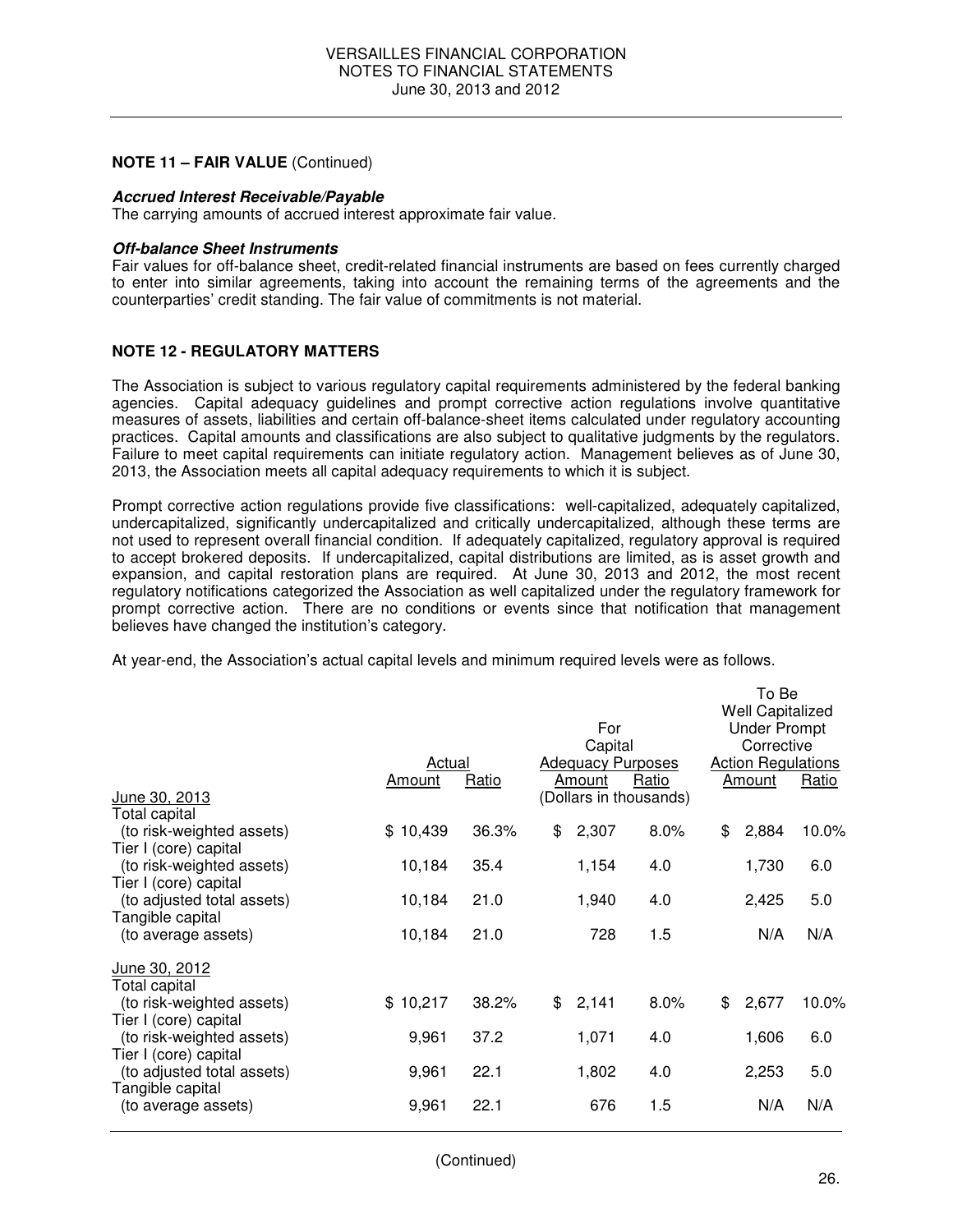**NOTE 11 – FAIR VALUE** (Continued)

***Accrued Interest Receivable/Payable***
The carrying amounts of accrued interest approximate fair value.

***Off-balance Sheet Instruments***
Fair values for off-balance sheet, credit-related financial instruments are based on fees currently charged to enter into similar agreements, taking into account the remaining terms of the agreements and the counterparties' credit standing. The fair value of commitments is not material.

**NOTE 12 - REGULATORY MATTERS**

The Association is subject to various regulatory capital requirements administered by the federal banking agencies. Capital adequacy guidelines and prompt corrective action regulations involve quantitative measures of assets, liabilities and certain off-balance-sheet items calculated under regulatory accounting practices. Capital amounts and classifications are also subject to qualitative judgments by the regulators. Failure to meet capital requirements can initiate regulatory action. Management believes as of June 30, 2013, the Association meets all capital adequacy requirements to which it is subject.

Prompt corrective action regulations provide five classifications: well-capitalized, adequately capitalized, undercapitalized, significantly undercapitalized and critically undercapitalized, although these terms are not used to represent overall financial condition. If adequately capitalized, regulatory approval is required to accept brokered deposits. If undercapitalized, capital distributions are limited, as is asset growth and expansion, and capital restoration plans are required. At June 30, 2013 and 2012, the most recent regulatory notifications categorized the Association as well capitalized under the regulatory framework for prompt corrective action. There are no conditions or events since that notification that management believes have changed the institution's category.

At year-end, the Association's actual capital levels and minimum required levels were as follows.

| | Actual | | For Capital Adequacy Purposes | | To Be Well Capitalized Under Prompt Corrective Action Regulations | |
|---|---|---|---|---|---|---|
| | Amount | Ratio | Amount | Ratio | Amount | Ratio |
| | | | (Dollars in thousands) | | | |
| June 30, 2013 | | | | | | |
| Total capital (to risk-weighted assets) | $ 10,439 | 36.3% | $ 2,307 | 8.0% | $ 2,884 | 10.0% |
| Tier I (core) capital (to risk-weighted assets) | 10,184 | 35.4 | 1,154 | 4.0 | 1,730 | 6.0 |
| Tier I (core) capital (to adjusted total assets) | 10,184 | 21.0 | 1,940 | 4.0 | 2,425 | 5.0 |
| Tangible capital (to average assets) | 10,184 | 21.0 | 728 | 1.5 | N/A | N/A |
| June 30, 2012 | | | | | | |
| Total capital (to risk-weighted assets) | $ 10,217 | 38.2% | $ 2,141 | 8.0% | $ 2,677 | 10.0% |
| Tier I (core) capital (to risk-weighted assets) | 9,961 | 37.2 | 1,071 | 4.0 | 1,606 | 6.0 |
| Tier I (core) capital (to adjusted total assets) | 9,961 | 22.1 | 1,802 | 4.0 | 2,253 | 5.0 |
| Tangible capital (to average assets) | 9,961 | 22.1 | 676 | 1.5 | N/A | N/A |

(Continued)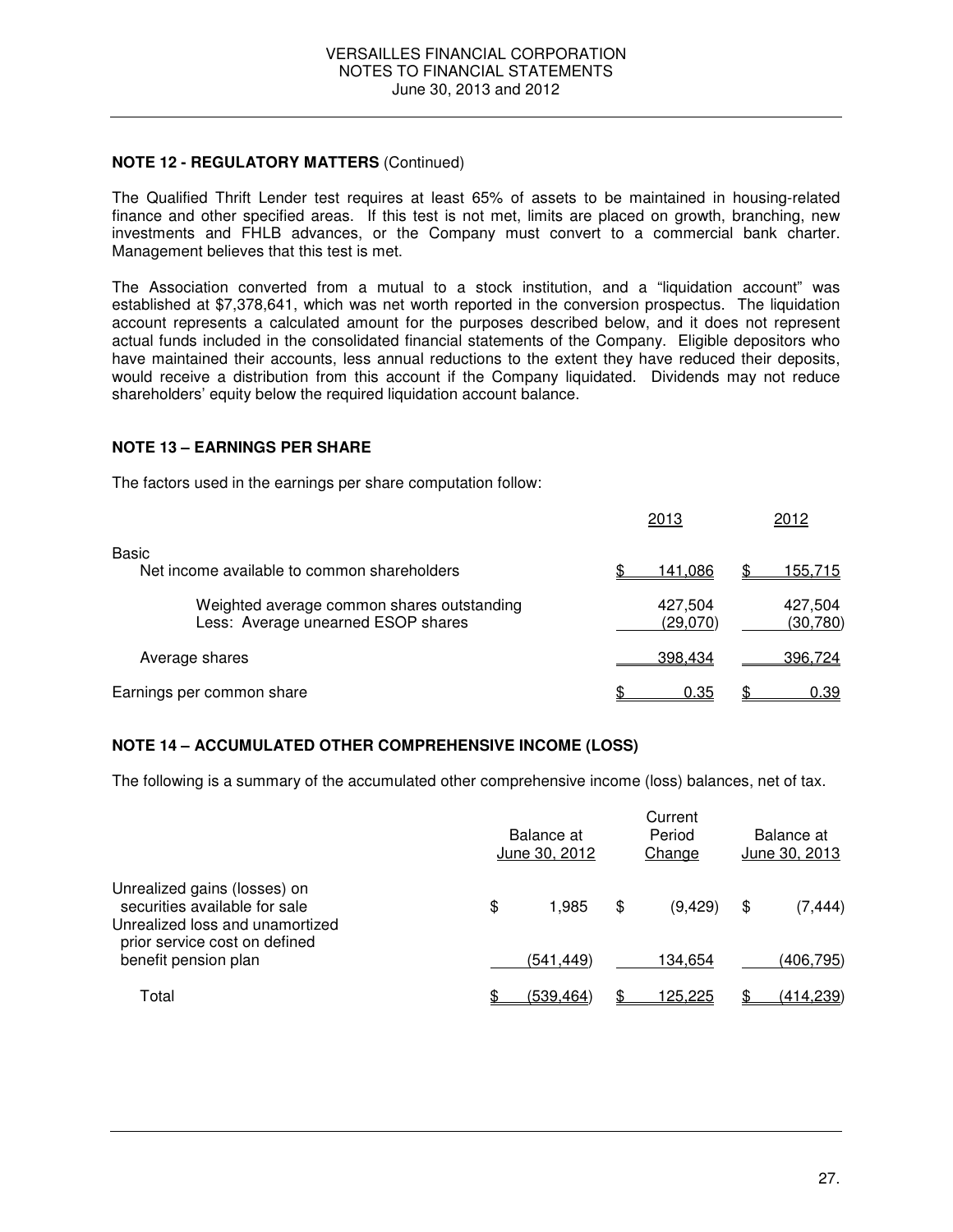**NOTE 12 - REGULATORY MATTERS** (Continued)

The Qualified Thrift Lender test requires at least 65% of assets to be maintained in housing-related finance and other specified areas. If this test is not met, limits are placed on growth, branching, new investments and FHLB advances, or the Company must convert to a commercial bank charter. Management believes that this test is met.

The Association converted from a mutual to a stock institution, and a "liquidation account" was established at $7,378,641, which was net worth reported in the conversion prospectus. The liquidation account represents a calculated amount for the purposes described below, and it does not represent actual funds included in the consolidated financial statements of the Company. Eligible depositors who have maintained their accounts, less annual reductions to the extent they have reduced their deposits, would receive a distribution from this account if the Company liquidated. Dividends may not reduce shareholders' equity below the required liquidation account balance.

## NOTE 13 – EARNINGS PER SHARE

The factors used in the earnings per share computation follow:

| | 2013 | 2012 |
|---|---|---|
| Basic | | |
| Net income available to common shareholders | $ 141,086 | $ 155,715 |
| Weighted average common shares outstanding | 427,504 | 427,504 |
| Less: Average unearned ESOP shares | (29,070) | (30,780) |
| Average shares | 398,434 | 396,724 |
| Earnings per common share | $ 0.35 | $ 0.39 |

## NOTE 14 – ACCUMULATED OTHER COMPREHENSIVE INCOME (LOSS)

The following is a summary of the accumulated other comprehensive income (loss) balances, net of tax.

| | Balance at June 30, 2012 | Current Period Change | Balance at June 30, 2013 |
|---|---|---|---|
| Unrealized gains (losses) on securities available for sale | $ 1,985 | $ (9,429) | $ (7,444) |
| Unrealized loss and unamortized prior service cost on defined benefit pension plan | (541,449) | 134,654 | (406,795) |
| Total | $ (539,464) | $ 125,225 | $ (414,239) |